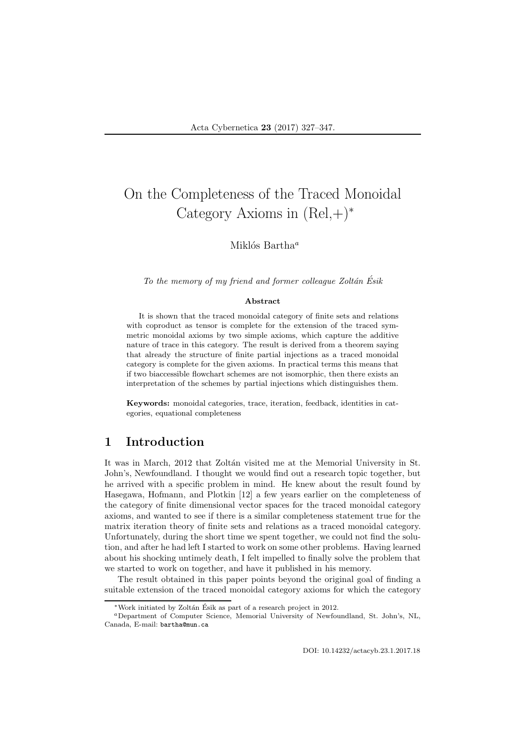# On the Completeness of the Traced Monoidal Category Axioms in (Rel,+)*

Miklós Bartha[a]

*To the memory of my friend and former colleague Zoltán Ésik*

**Abstract**

It is shown that the traced monoidal category of finite sets and relations with coproduct as tensor is complete for the extension of the traced symmetric monoidal axioms by two simple axioms, which capture the additive nature of trace in this category. The result is derived from a theorem saying that already the structure of finite partial injections as a traced monoidal category is complete for the given axioms. In practical terms this means that if two biaccessible flowchart schemes are not isomorphic, then there exists an interpretation of the schemes by partial injections which distinguishes them.

**Keywords:** monoidal categories, trace, iteration, feedback, identities in categories, equational completeness

## 1 Introduction

It was in March, 2012 that Zoltán visited me at the Memorial University in St. John's, Newfoundland. I thought we would find out a research topic together, but he arrived with a specific problem in mind. He knew about the result found by Hasegawa, Hofmann, and Plotkin [12] a few years earlier on the completeness of the category of finite dimensional vector spaces for the traced monoidal category axioms, and wanted to see if there is a similar completeness statement true for the matrix iteration theory of finite sets and relations as a traced monoidal category. Unfortunately, during the short time we spent together, we could not find the solution, and after he had left I started to work on some other problems. Having learned about his shocking untimely death, I felt impelled to finally solve the problem that we started to work on together, and have it published in his memory.

The result obtained in this paper points beyond the original goal of finding a suitable extension of the traced monoidal category axioms for which the category

---

*Work initiated by Zoltán Ésik as part of a research project in 2012.

[a]Department of Computer Science, Memorial University of Newfoundland, St. John's, NL, Canada, E-mail: bartha@mun.ca

DOI: 10.14232/actacyb.23.1.2017.18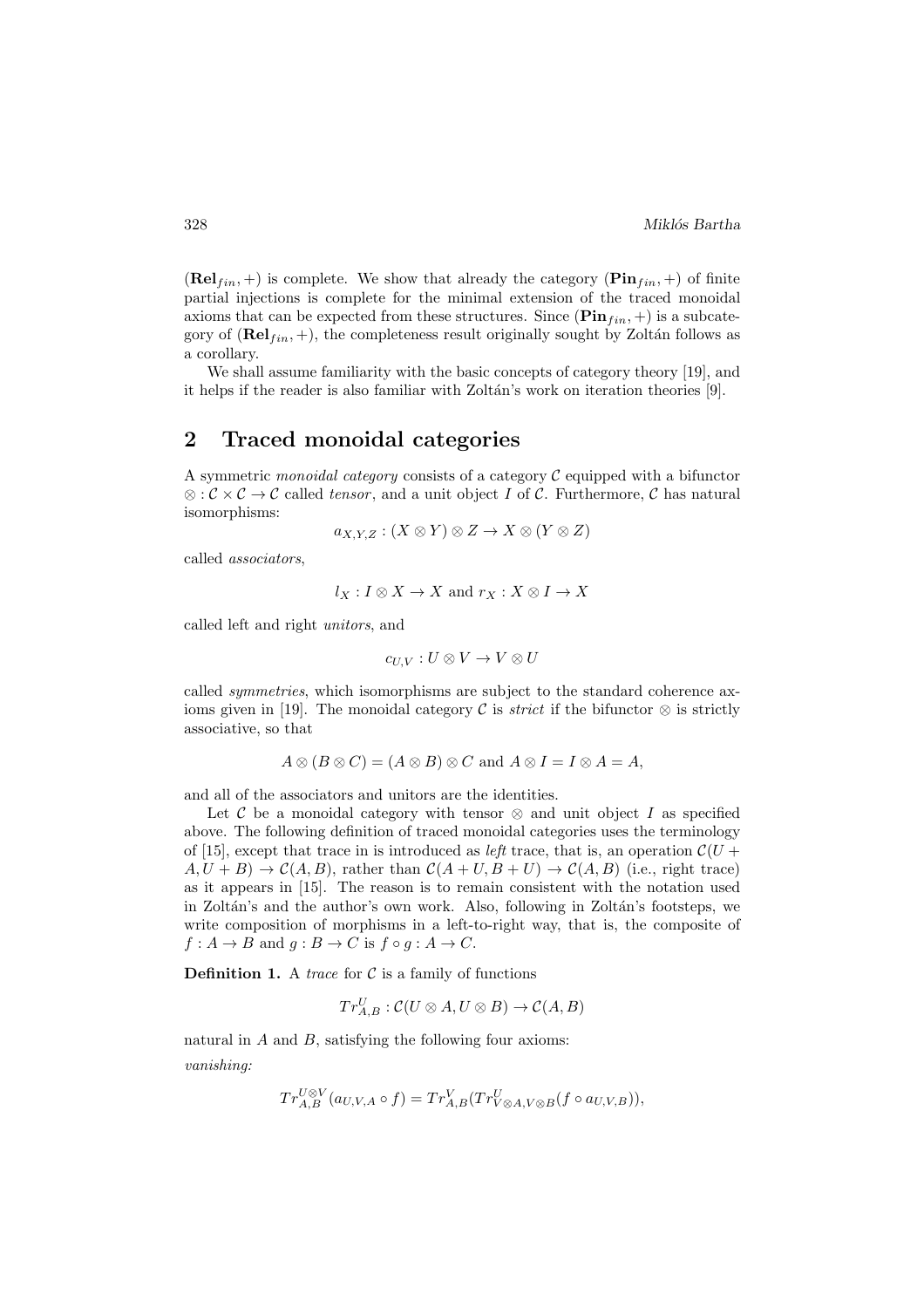$(\mathbf{Rel}_{fin}, +)$ is complete. We show that already the category $(\mathbf{Pin}_{fin}, +)$ of finite partial injections is complete for the minimal extension of the traced monoidal axioms that can be expected from these structures. Since $(\mathbf{Pin}_{fin}, +)$ is a subcategory of $(\mathbf{Rel}_{fin}, +)$, the completeness result originally sought by Zoltán follows as a corollary.

We shall assume familiarity with the basic concepts of category theory [19], and it helps if the reader is also familiar with Zoltán's work on iteration theories [9].

## 2 Traced monoidal categories

A symmetric *monoidal category* consists of a category $\mathcal{C}$ equipped with a bifunctor $\otimes : \mathcal{C} \times \mathcal{C} \to \mathcal{C}$ called *tensor*, and a unit object $I$ of $\mathcal{C}$. Furthermore, $\mathcal{C}$ has natural isomorphisms:

$$a_{X,Y,Z} : (X \otimes Y) \otimes Z \to X \otimes (Y \otimes Z)$$

called *associators*,

$$l_X : I \otimes X \to X \text{ and } r_X : X \otimes I \to X$$

called left and right *unitors*, and

$$c_{U,V} : U \otimes V \to V \otimes U$$

called *symmetries*, which isomorphisms are subject to the standard coherence axioms given in [19]. The monoidal category $\mathcal{C}$ is *strict* if the bifunctor $\otimes$ is strictly associative, so that

$$A \otimes (B \otimes C) = (A \otimes B) \otimes C \text{ and } A \otimes I = I \otimes A = A,$$

and all of the associators and unitors are the identities.

Let $\mathcal{C}$ be a monoidal category with tensor $\otimes$ and unit object $I$ as specified above. The following definition of traced monoidal categories uses the terminology of [15], except that trace in is introduced as *left* trace, that is, an operation $\mathcal{C}(U + A, U + B) \to \mathcal{C}(A, B)$, rather than $\mathcal{C}(A + U, B + U) \to \mathcal{C}(A, B)$ (i.e., right trace) as it appears in [15]. The reason is to remain consistent with the notation used in Zoltán's and the author's own work. Also, following in Zoltán's footsteps, we write composition of morphisms in a left-to-right way, that is, the composite of $f : A \to B$ and $g : B \to C$ is $f \circ g : A \to C$.

**Definition 1.** A *trace* for $\mathcal{C}$ is a family of functions

$$Tr^U_{A,B} : \mathcal{C}(U \otimes A, U \otimes B) \to \mathcal{C}(A, B)$$

natural in $A$ and $B$, satisfying the following four axioms:

*vanishing:*

$$Tr^{U \otimes V}_{A,B}(a_{U,V,A} \circ f) = Tr^V_{A,B}(Tr^U_{V \otimes A, V \otimes B}(f \circ a_{U,V,B})),$$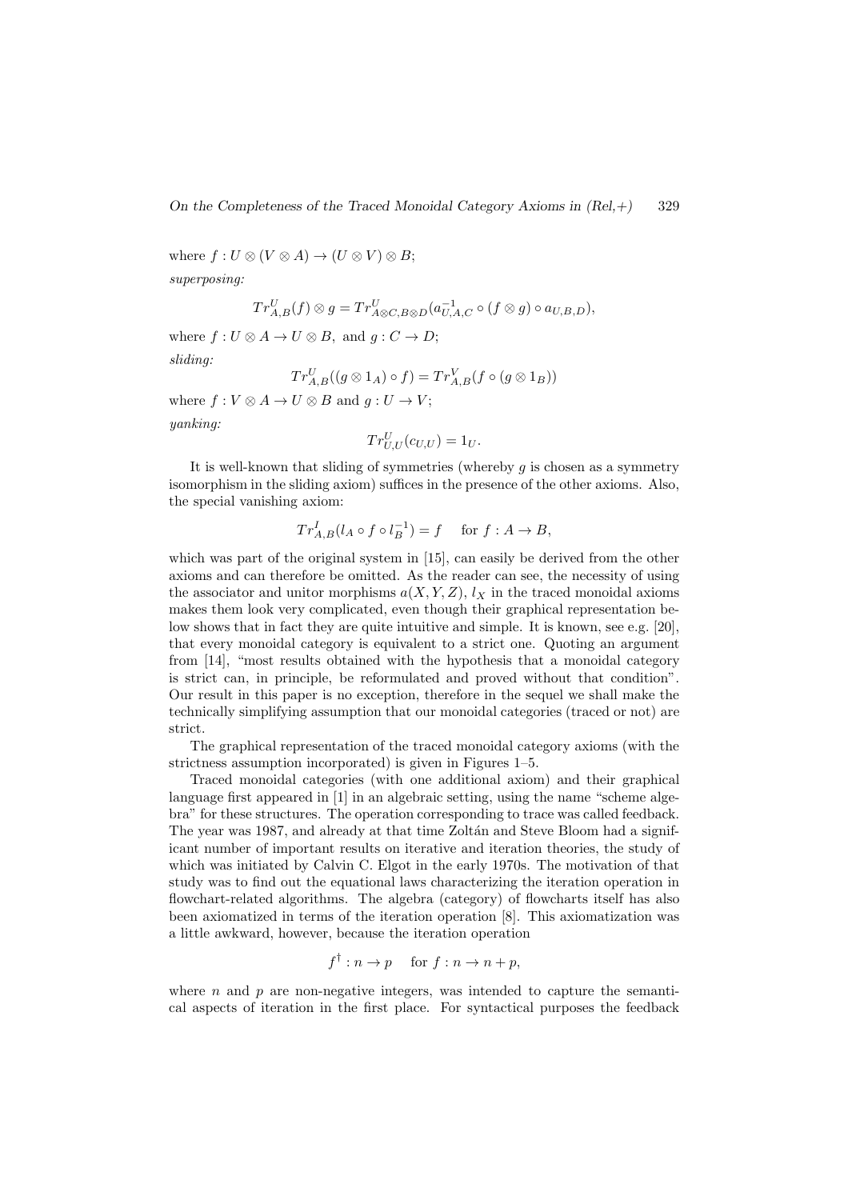where $f : U \otimes (V \otimes A) \to (U \otimes V) \otimes B$;

*superposing:*

$$Tr^U_{A,B}(f) \otimes g = Tr^U_{A\otimes C, B\otimes D}(a^{-1}_{U,A,C} \circ (f \otimes g) \circ a_{U,B,D}),$$

where $f : U \otimes A \to U \otimes B$, and $g : C \to D$;

*sliding:*

$$Tr^U_{A,B}((g \otimes 1_A) \circ f) = Tr^V_{A,B}(f \circ (g \otimes 1_B))$$

where $f : V \otimes A \to U \otimes B$ and $g : U \to V$;

*yanking:*

$$Tr^U_{U,U}(c_{U,U}) = 1_U.$$

It is well-known that sliding of symmetries (whereby $g$ is chosen as a symmetry isomorphism in the sliding axiom) suffices in the presence of the other axioms. Also, the special vanishing axiom:

$$Tr^I_{A,B}(l_A \circ f \circ l_B^{-1}) = f \quad \text{ for } f : A \to B,$$

which was part of the original system in [15], can easily be derived from the other axioms and can therefore be omitted. As the reader can see, the necessity of using the associator and unitor morphisms $a(X, Y, Z)$, $l_X$ in the traced monoidal axioms makes them look very complicated, even though their graphical representation below shows that in fact they are quite intuitive and simple. It is known, see e.g. [20], that every monoidal category is equivalent to a strict one. Quoting an argument from [14], "most results obtained with the hypothesis that a monoidal category is strict can, in principle, be reformulated and proved without that condition". Our result in this paper is no exception, therefore in the sequel we shall make the technically simplifying assumption that our monoidal categories (traced or not) are strict.

The graphical representation of the traced monoidal category axioms (with the strictness assumption incorporated) is given in Figures 1–5.

Traced monoidal categories (with one additional axiom) and their graphical language first appeared in [1] in an algebraic setting, using the name "scheme algebra" for these structures. The operation corresponding to trace was called feedback. The year was 1987, and already at that time Zoltán and Steve Bloom had a significant number of important results on iterative and iteration theories, the study of which was initiated by Calvin C. Elgot in the early 1970s. The motivation of that study was to find out the equational laws characterizing the iteration operation in flowchart-related algorithms. The algebra (category) of flowcharts itself has also been axiomatized in terms of the iteration operation [8]. This axiomatization was a little awkward, however, because the iteration operation

$$f^\dagger : n \to p \quad \text{ for } f : n \to n + p,$$

where $n$ and $p$ are non-negative integers, was intended to capture the semantical aspects of iteration in the first place. For syntactical purposes the feedback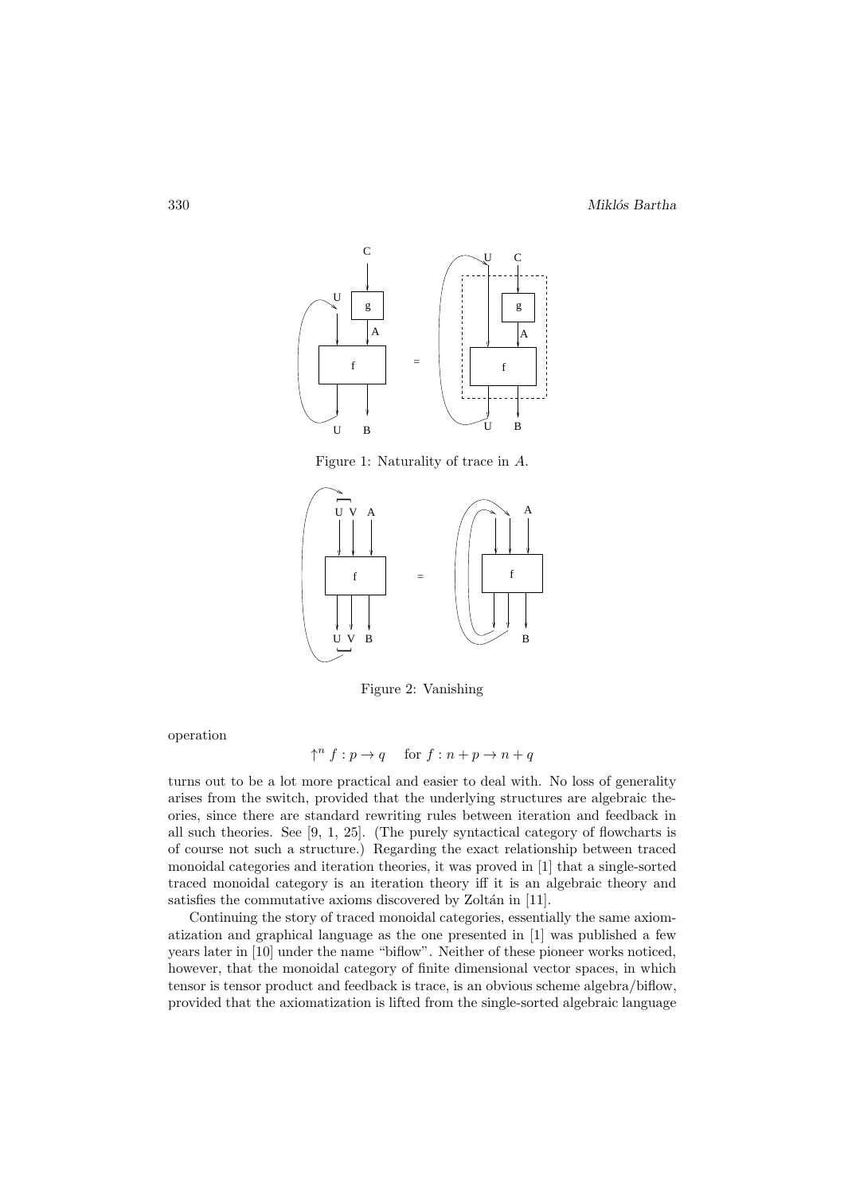Figure 1: Naturality of trace in $A$.

Figure 2: Vanishing

operation

$$\uparrow^n f : p \to q \quad \text{for } f : n + p \to n + q$$

turns out to be a lot more practical and easier to deal with. No loss of generality arises from the switch, provided that the underlying structures are algebraic theories, since there are standard rewriting rules between iteration and feedback in all such theories. See [9, 1, 25]. (The purely syntactical category of flowcharts is of course not such a structure.) Regarding the exact relationship between traced monoidal categories and iteration theories, it was proved in [1] that a single-sorted traced monoidal category is an iteration theory iff it is an algebraic theory and satisfies the commutative axioms discovered by Zoltán in [11].

Continuing the story of traced monoidal categories, essentially the same axiomatization and graphical language as the one presented in [1] was published a few years later in [10] under the name "biflow". Neither of these pioneer works noticed, however, that the monoidal category of finite dimensional vector spaces, in which tensor is tensor product and feedback is trace, is an obvious scheme algebra/biflow, provided that the axiomatization is lifted from the single-sorted algebraic language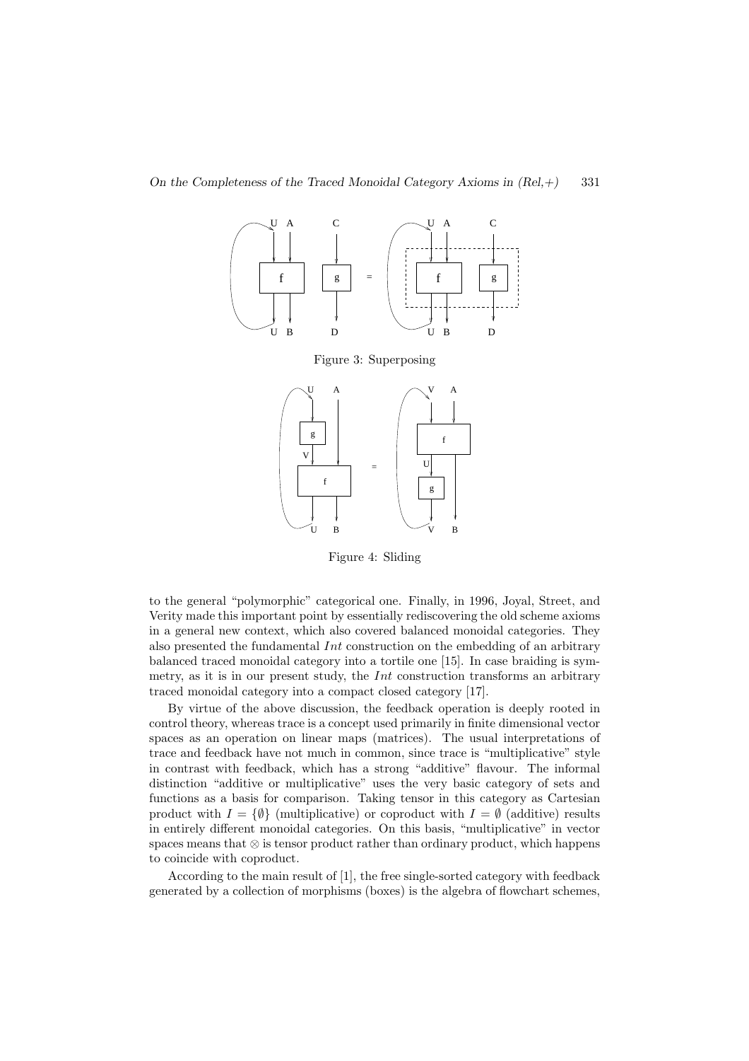Figure 3: Superposing

Figure 4: Sliding

to the general "polymorphic" categorical one. Finally, in 1996, Joyal, Street, and Verity made this important point by essentially rediscovering the old scheme axioms in a general new context, which also covered balanced monoidal categories. They also presented the fundamental *Int* construction on the embedding of an arbitrary balanced traced monoidal category into a tortile one [15]. In case braiding is symmetry, as it is in our present study, the *Int* construction transforms an arbitrary traced monoidal category into a compact closed category [17].

By virtue of the above discussion, the feedback operation is deeply rooted in control theory, whereas trace is a concept used primarily in finite dimensional vector spaces as an operation on linear maps (matrices). The usual interpretations of trace and feedback have not much in common, since trace is "multiplicative" style in contrast with feedback, which has a strong "additive" flavour. The informal distinction "additive or multiplicative" uses the very basic category of sets and functions as a basis for comparison. Taking tensor in this category as Cartesian product with $I = \{\emptyset\}$ (multiplicative) or coproduct with $I = \emptyset$ (additive) results in entirely different monoidal categories. On this basis, "multiplicative" in vector spaces means that $\otimes$ is tensor product rather than ordinary product, which happens to coincide with coproduct.

According to the main result of [1], the free single-sorted category with feedback generated by a collection of morphisms (boxes) is the algebra of flowchart schemes,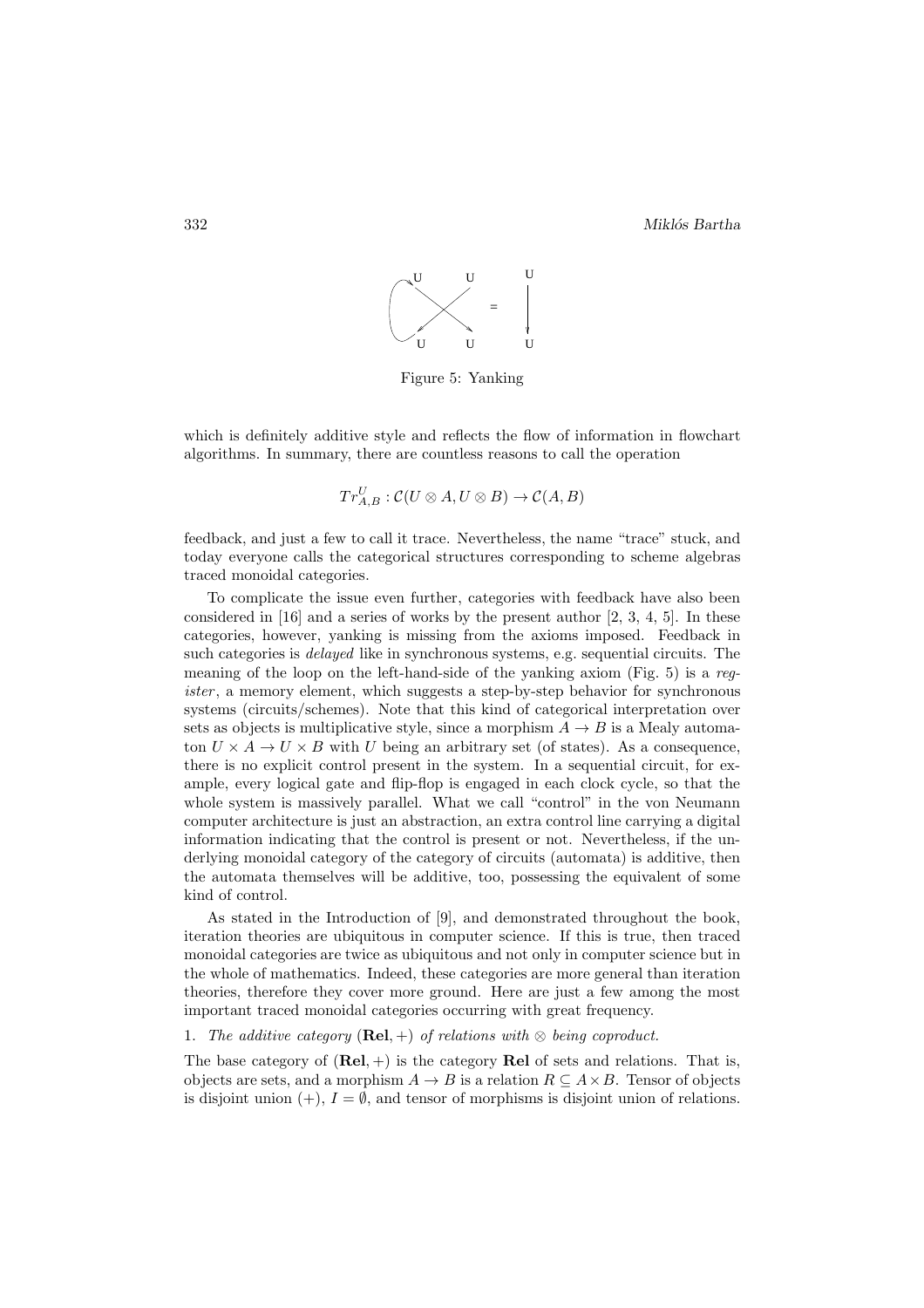Figure 5: Yanking

which is definitely additive style and reflects the flow of information in flowchart algorithms. In summary, there are countless reasons to call the operation

$$Tr^U_{A,B} : \mathcal{C}(U \otimes A, U \otimes B) \to \mathcal{C}(A, B)$$

feedback, and just a few to call it trace. Nevertheless, the name "trace" stuck, and today everyone calls the categorical structures corresponding to scheme algebras traced monoidal categories.

To complicate the issue even further, categories with feedback have also been considered in [16] and a series of works by the present author [2, 3, 4, 5]. In these categories, however, yanking is missing from the axioms imposed. Feedback in such categories is *delayed* like in synchronous systems, e.g. sequential circuits. The meaning of the loop on the left-hand-side of the yanking axiom (Fig. 5) is a *register*, a memory element, which suggests a step-by-step behavior for synchronous systems (circuits/schemes). Note that this kind of categorical interpretation over sets as objects is multiplicative style, since a morphism $A \to B$ is a Mealy automaton $U \times A \to U \times B$ with $U$ being an arbitrary set (of states). As a consequence, there is no explicit control present in the system. In a sequential circuit, for example, every logical gate and flip-flop is engaged in each clock cycle, so that the whole system is massively parallel. What we call "control" in the von Neumann computer architecture is just an abstraction, an extra control line carrying a digital information indicating that the control is present or not. Nevertheless, if the underlying monoidal category of the category of circuits (automata) is additive, then the automata themselves will be additive, too, possessing the equivalent of some kind of control.

As stated in the Introduction of [9], and demonstrated throughout the book, iteration theories are ubiquitous in computer science. If this is true, then traced monoidal categories are twice as ubiquitous and not only in computer science but in the whole of mathematics. Indeed, these categories are more general than iteration theories, therefore they cover more ground. Here are just a few among the most important traced monoidal categories occurring with great frequency.

1. *The additive category* $(\mathbf{Rel}, +)$ *of relations with* $\otimes$ *being coproduct.*

The base category of $(\mathbf{Rel}, +)$ is the category $\mathbf{Rel}$ of sets and relations. That is, objects are sets, and a morphism $A \to B$ is a relation $R \subseteq A \times B$. Tensor of objects is disjoint union $(+)$, $I = \emptyset$, and tensor of morphisms is disjoint union of relations.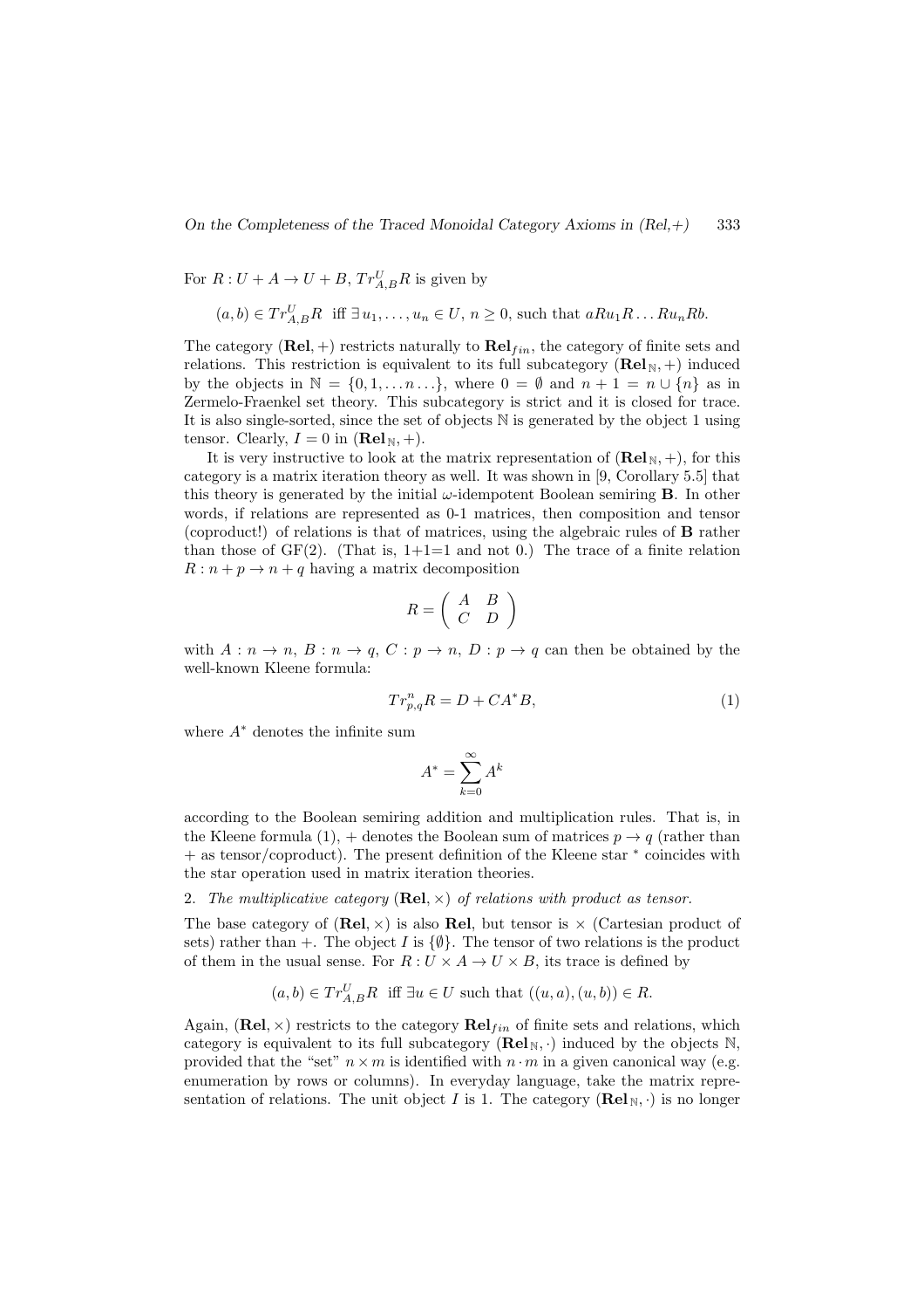For $R : U + A \to U + B$, $Tr^U_{A,B} R$ is given by

$$(a, b) \in Tr^U_{A,B} R \ \text{ iff } \exists\, u_1, \ldots, u_n \in U,\ n \geq 0, \text{ such that } aRu_1R \ldots Ru_nRb.$$

The category $(\mathbf{Rel}, +)$ restricts naturally to $\mathbf{Rel}_{fin}$, the category of finite sets and relations. This restriction is equivalent to its full subcategory $(\mathbf{Rel}_{\mathbb{N}}, +)$ induced by the objects in $\mathbb{N} = \{0, 1, \ldots n \ldots\}$, where $0 = \emptyset$ and $n + 1 = n \cup \{n\}$ as in Zermelo-Fraenkel set theory. This subcategory is strict and it is closed for trace. It is also single-sorted, since the set of objects $\mathbb{N}$ is generated by the object 1 using tensor. Clearly, $I = 0$ in $(\mathbf{Rel}_{\mathbb{N}}, +)$.

It is very instructive to look at the matrix representation of $(\mathbf{Rel}_{\mathbb{N}}, +)$, for this category is a matrix iteration theory as well. It was shown in [9, Corollary 5.5] that this theory is generated by the initial $\omega$-idempotent Boolean semiring $\mathbf{B}$. In other words, if relations are represented as 0-1 matrices, then composition and tensor (coproduct!) of relations is that of matrices, using the algebraic rules of $\mathbf{B}$ rather than those of GF(2). (That is, 1+1=1 and not 0.) The trace of a finite relation $R : n + p \to n + q$ having a matrix decomposition

$$R = \begin{pmatrix} A & B \\ C & D \end{pmatrix}$$

with $A : n \to n$, $B : n \to q$, $C : p \to n$, $D : p \to q$ can then be obtained by the well-known Kleene formula:

$$Tr^n_{p,q} R = D + CA^*B, \tag{1}$$

where $A^*$ denotes the infinite sum

$$A^* = \sum_{k=0}^{\infty} A^k$$

according to the Boolean semiring addition and multiplication rules. That is, in the Kleene formula (1), $+$ denotes the Boolean sum of matrices $p \to q$ (rather than $+$ as tensor/coproduct). The present definition of the Kleene star $^*$ coincides with the star operation used in matrix iteration theories.

2. *The multiplicative category* $(\mathbf{Rel}, \times)$ *of relations with product as tensor.*

The base category of $(\mathbf{Rel}, \times)$ is also $\mathbf{Rel}$, but tensor is $\times$ (Cartesian product of sets) rather than $+$. The object $I$ is $\{\emptyset\}$. The tensor of two relations is the product of them in the usual sense. For $R : U \times A \to U \times B$, its trace is defined by

$$(a, b) \in Tr^U_{A,B} R \ \text{ iff } \exists u \in U \text{ such that } ((u, a), (u, b)) \in R.$$

Again, $(\mathbf{Rel}, \times)$ restricts to the category $\mathbf{Rel}_{fin}$ of finite sets and relations, which category is equivalent to its full subcategory $(\mathbf{Rel}_{\mathbb{N}}, \cdot)$ induced by the objects $\mathbb{N}$, provided that the "set" $n \times m$ is identified with $n \cdot m$ in a given canonical way (e.g. enumeration by rows or columns). In everyday language, take the matrix representation of relations. The unit object $I$ is 1. The category $(\mathbf{Rel}_{\mathbb{N}}, \cdot)$ is no longer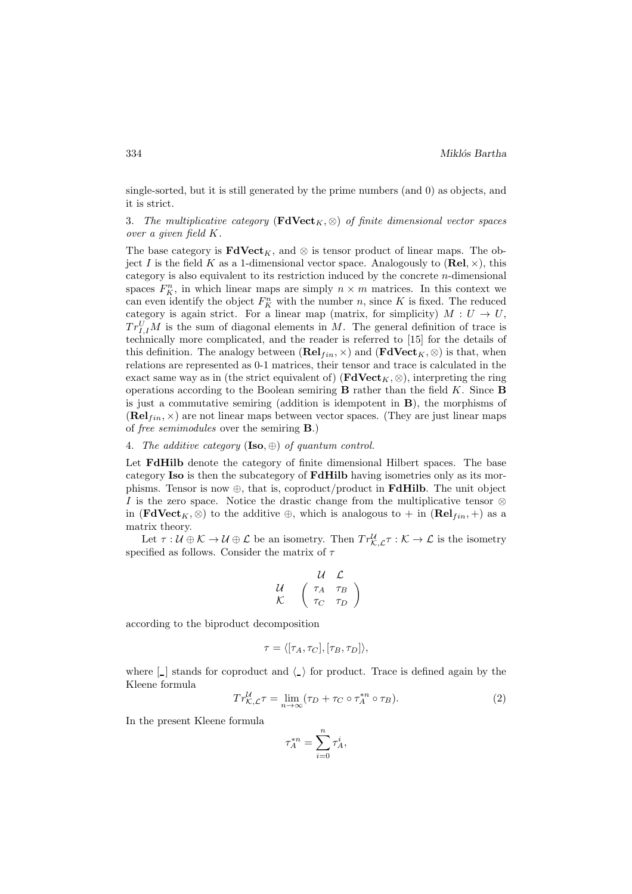single-sorted, but it is still generated by the prime numbers (and 0) as objects, and it is strict.

3. *The multiplicative category* $(\mathbf{FdVect}_K, \otimes)$ *of finite dimensional vector spaces over a given field* $K$.

The base category is $\mathbf{FdVect}_K$, and $\otimes$ is tensor product of linear maps. The object $I$ is the field $K$ as a 1-dimensional vector space. Analogously to $(\mathbf{Rel}, \times)$, this category is also equivalent to its restriction induced by the concrete $n$-dimensional spaces $F_K^n$, in which linear maps are simply $n \times m$ matrices. In this context we can even identify the object $F_K^n$ with the number $n$, since $K$ is fixed. The reduced category is again strict. For a linear map (matrix, for simplicity) $M : U \to U$, $Tr_{I,I}^U M$ is the sum of diagonal elements in $M$. The general definition of trace is technically more complicated, and the reader is referred to [15] for the details of this definition. The analogy between $(\mathbf{Rel}_{fin}, \times)$ and $(\mathbf{FdVect}_K, \otimes)$ is that, when relations are represented as 0-1 matrices, their tensor and trace is calculated in the exact same way as in (the strict equivalent of) $(\mathbf{FdVect}_K, \otimes)$, interpreting the ring operations according to the Boolean semiring $\mathbf{B}$ rather than the field $K$. Since $\mathbf{B}$ is just a commutative semiring (addition is idempotent in $\mathbf{B}$), the morphisms of $(\mathbf{Rel}_{fin}, \times)$ are not linear maps between vector spaces. (They are just linear maps of *free semimodules* over the semiring $\mathbf{B}$.)

4. *The additive category* $(\mathbf{Iso}, \oplus)$ *of quantum control.*

Let $\mathbf{FdHilb}$ denote the category of finite dimensional Hilbert spaces. The base category $\mathbf{Iso}$ is then the subcategory of $\mathbf{FdHilb}$ having isometries only as its morphisms. Tensor is now $\oplus$, that is, coproduct/product in $\mathbf{FdHilb}$. The unit object $I$ is the zero space. Notice the drastic change from the multiplicative tensor $\otimes$ in $(\mathbf{FdVect}_K, \otimes)$ to the additive $\oplus$, which is analogous to $+$ in $(\mathbf{Rel}_{fin}, +)$ as a matrix theory.

Let $\tau : \mathcal{U} \oplus \mathcal{K} \to \mathcal{U} \oplus \mathcal{L}$ be an isometry. Then $Tr_{\mathcal{K},\mathcal{L}}^{\mathcal{U}} \tau : \mathcal{K} \to \mathcal{L}$ is the isometry specified as follows. Consider the matrix of $\tau$

$$
\begin{array}{cc}
 & \begin{array}{cc} \mathcal{U} & \mathcal{L} \end{array} \\
\begin{array}{c} \mathcal{U} \\ \mathcal{K} \end{array} & \left( \begin{array}{cc} \tau_A & \tau_B \\ \tau_C & \tau_D \end{array} \right)
\end{array}
$$

according to the biproduct decomposition

$$\tau = \langle [\tau_A, \tau_C], [\tau_B, \tau_D] \rangle,$$

where $[\_]$ stands for coproduct and $\langle \_ \rangle$ for product. Trace is defined again by the Kleene formula

$$Tr_{\mathcal{K},\mathcal{L}}^{\mathcal{U}} \tau = \lim_{n \to \infty} (\tau_D + \tau_C \circ \tau_A^{*n} \circ \tau_B). \tag{2}$$

In the present Kleene formula

$$\tau_A^{*n} = \sum_{i=0}^{n} \tau_A^i,$$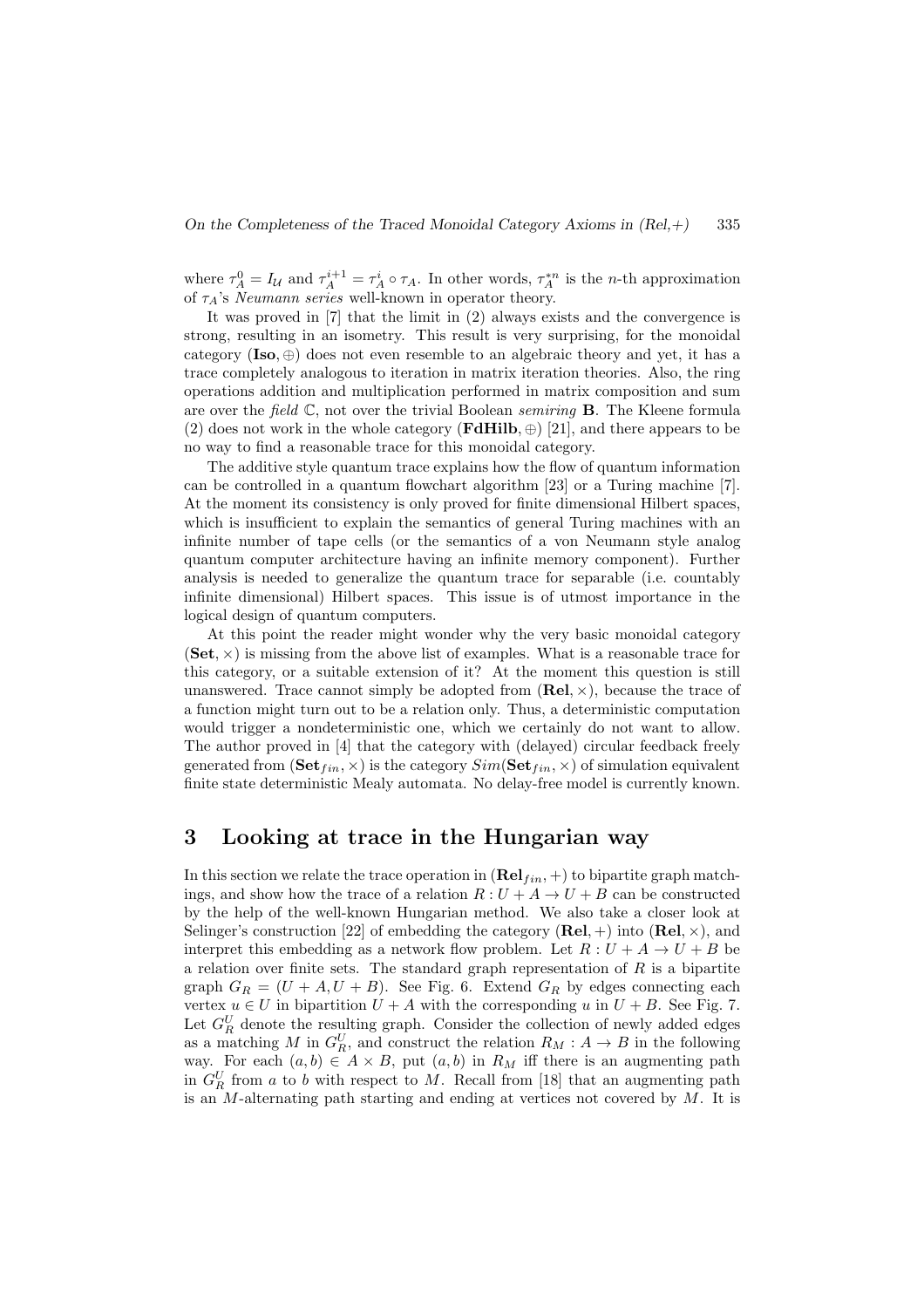where $\tau_A^0 = I_{\mathcal{U}}$ and $\tau_A^{i+1} = \tau_A^i \circ \tau_A$. In other words, $\tau_A^{*n}$ is the $n$-th approximation of $\tau_A$'s *Neumann series* well-known in operator theory.

It was proved in [7] that the limit in (2) always exists and the convergence is strong, resulting in an isometry. This result is very surprising, for the monoidal category $(\mathbf{Iso}, \oplus)$ does not even resemble to an algebraic theory and yet, it has a trace completely analogous to iteration in matrix iteration theories. Also, the ring operations addition and multiplication performed in matrix composition and sum are over the *field* $\mathbb{C}$, not over the trivial Boolean *semiring* $\mathbf{B}$. The Kleene formula (2) does not work in the whole category $(\mathbf{FdHilb}, \oplus)$ [21], and there appears to be no way to find a reasonable trace for this monoidal category.

The additive style quantum trace explains how the flow of quantum information can be controlled in a quantum flowchart algorithm [23] or a Turing machine [7]. At the moment its consistency is only proved for finite dimensional Hilbert spaces, which is insufficient to explain the semantics of general Turing machines with an infinite number of tape cells (or the semantics of a von Neumann style analog quantum computer architecture having an infinite memory component). Further analysis is needed to generalize the quantum trace for separable (i.e. countably infinite dimensional) Hilbert spaces. This issue is of utmost importance in the logical design of quantum computers.

At this point the reader might wonder why the very basic monoidal category $(\mathbf{Set}, \times)$ is missing from the above list of examples. What is a reasonable trace for this category, or a suitable extension of it? At the moment this question is still unanswered. Trace cannot simply be adopted from $(\mathbf{Rel}, \times)$, because the trace of a function might turn out to be a relation only. Thus, a deterministic computation would trigger a nondeterministic one, which we certainly do not want to allow. The author proved in [4] that the category with (delayed) circular feedback freely generated from $(\mathbf{Set}_{fin}, \times)$ is the category $Sim(\mathbf{Set}_{fin}, \times)$ of simulation equivalent finite state deterministic Mealy automata. No delay-free model is currently known.

## 3 Looking at trace in the Hungarian way

In this section we relate the trace operation in $(\mathbf{Rel}_{fin}, +)$ to bipartite graph matchings, and show how the trace of a relation $R : U + A \to U + B$ can be constructed by the help of the well-known Hungarian method. We also take a closer look at Selinger's construction [22] of embedding the category $(\mathbf{Rel}, +)$ into $(\mathbf{Rel}, \times)$, and interpret this embedding as a network flow problem. Let $R : U + A \to U + B$ be a relation over finite sets. The standard graph representation of $R$ is a bipartite graph $G_R = (U + A, U + B)$. See Fig. 6. Extend $G_R$ by edges connecting each vertex $u \in U$ in bipartition $U + A$ with the corresponding $u$ in $U + B$. See Fig. 7. Let $G_R^U$ denote the resulting graph. Consider the collection of newly added edges as a matching $M$ in $G_R^U$, and construct the relation $R_M : A \to B$ in the following way. For each $(a, b) \in A \times B$, put $(a, b)$ in $R_M$ iff there is an augmenting path in $G_R^U$ from $a$ to $b$ with respect to $M$. Recall from [18] that an augmenting path is an $M$-alternating path starting and ending at vertices not covered by $M$. It is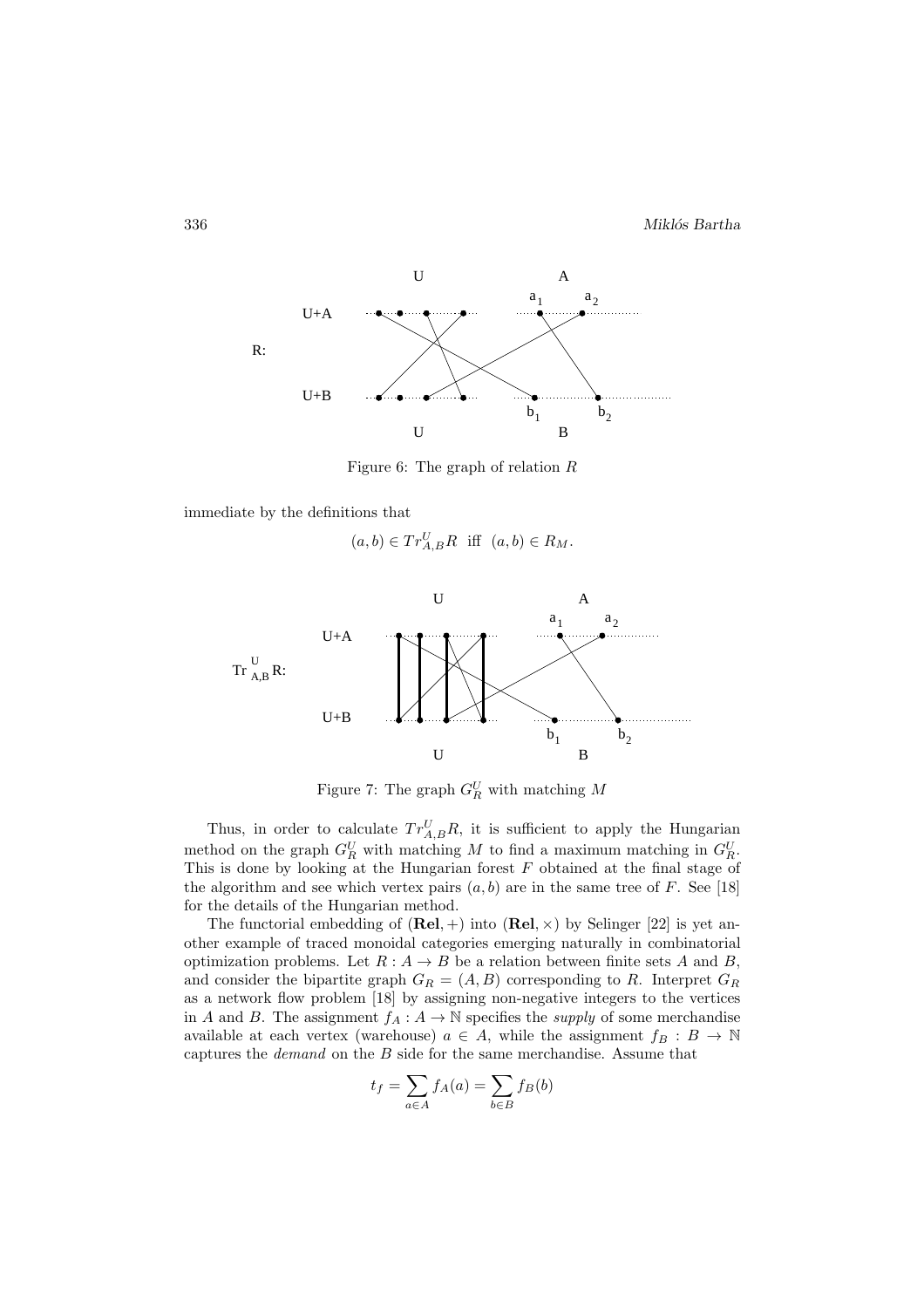Figure 6: The graph of relation $R$

immediate by the definitions that

$$(a, b) \in Tr^U_{A,B} R \text{ iff } (a, b) \in R_M.$$

Figure 7: The graph $G^U_R$ with matching $M$

Thus, in order to calculate $Tr^U_{A,B} R$, it is sufficient to apply the Hungarian method on the graph $G^U_R$ with matching $M$ to find a maximum matching in $G^U_R$. This is done by looking at the Hungarian forest $F$ obtained at the final stage of the algorithm and see which vertex pairs $(a, b)$ are in the same tree of $F$. See [18] for the details of the Hungarian method.

The functorial embedding of $(\mathbf{Rel}, +)$ into $(\mathbf{Rel}, \times)$ by Selinger [22] is yet another example of traced monoidal categories emerging naturally in combinatorial optimization problems. Let $R : A \to B$ be a relation between finite sets $A$ and $B$, and consider the bipartite graph $G_R = (A, B)$ corresponding to $R$. Interpret $G_R$ as a network flow problem [18] by assigning non-negative integers to the vertices in $A$ and $B$. The assignment $f_A : A \to \mathbb{N}$ specifies the *supply* of some merchandise available at each vertex (warehouse) $a \in A$, while the assignment $f_B : B \to \mathbb{N}$ captures the *demand* on the $B$ side for the same merchandise. Assume that

$$t_f = \sum_{a \in A} f_A(a) = \sum_{b \in B} f_B(b)$$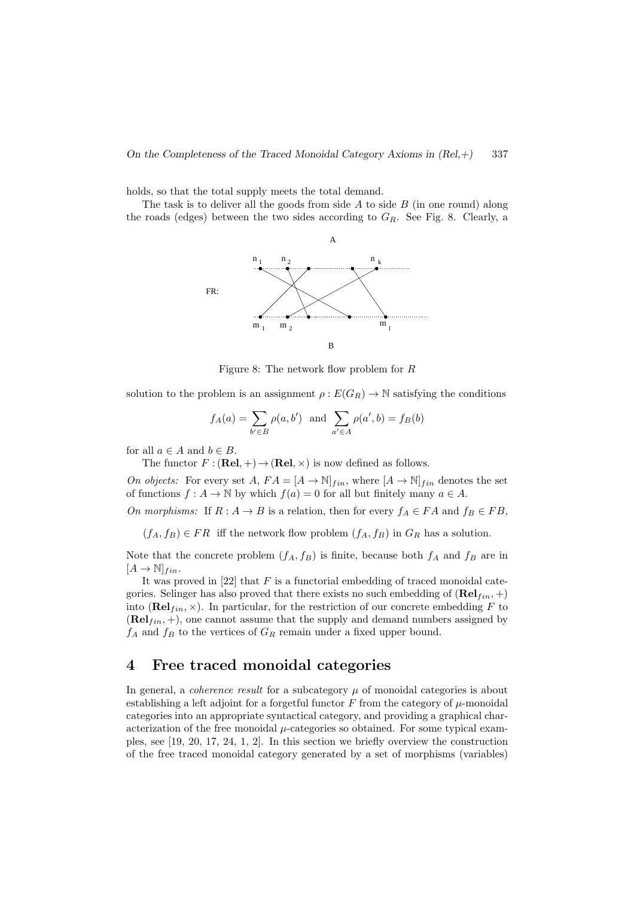holds, so that the total supply meets the total demand.

The task is to deliver all the goods from side $A$ to side $B$ (in one round) along the roads (edges) between the two sides according to $G_R$. See Fig. 8. Clearly, a

Figure 8: The network flow problem for $R$

solution to the problem is an assignment $\rho : E(G_R) \to \mathbb{N}$ satisfying the conditions

$$f_A(a) = \sum_{b' \in B} \rho(a, b') \quad \text{and} \quad \sum_{a' \in A} \rho(a', b) = f_B(b)$$

for all $a \in A$ and $b \in B$.

The functor $F : (\mathbf{Rel}, +) \to (\mathbf{Rel}, \times)$ is now defined as follows.

*On objects:* For every set $A$, $FA = [A \to \mathbb{N}]_{fin}$, where $[A \to \mathbb{N}]_{fin}$ denotes the set of functions $f : A \to \mathbb{N}$ by which $f(a) = 0$ for all but finitely many $a \in A$.

*On morphisms:* If $R : A \to B$ is a relation, then for every $f_A \in FA$ and $f_B \in FB$,

$(f_A, f_B) \in FR$ iff the network flow problem $(f_A, f_B)$ in $G_R$ has a solution.

Note that the concrete problem $(f_A, f_B)$ is finite, because both $f_A$ and $f_B$ are in $[A \to \mathbb{N}]_{fin}$.

It was proved in [22] that $F$ is a functorial embedding of traced monoidal categories. Selinger has also proved that there exists no such embedding of $(\mathbf{Rel}_{fin}, +)$ into $(\mathbf{Rel}_{fin}, \times)$. In particular, for the restriction of our concrete embedding $F$ to $(\mathbf{Rel}_{fin}, +)$, one cannot assume that the supply and demand numbers assigned by $f_A$ and $f_B$ to the vertices of $G_R$ remain under a fixed upper bound.

## 4 Free traced monoidal categories

In general, a *coherence result* for a subcategory $\mu$ of monoidal categories is about establishing a left adjoint for a forgetful functor $F$ from the category of $\mu$-monoidal categories into an appropriate syntactical category, and providing a graphical characterization of the free monoidal $\mu$-categories so obtained. For some typical examples, see [19, 20, 17, 24, 1, 2]. In this section we briefly overview the construction of the free traced monoidal category generated by a set of morphisms (variables)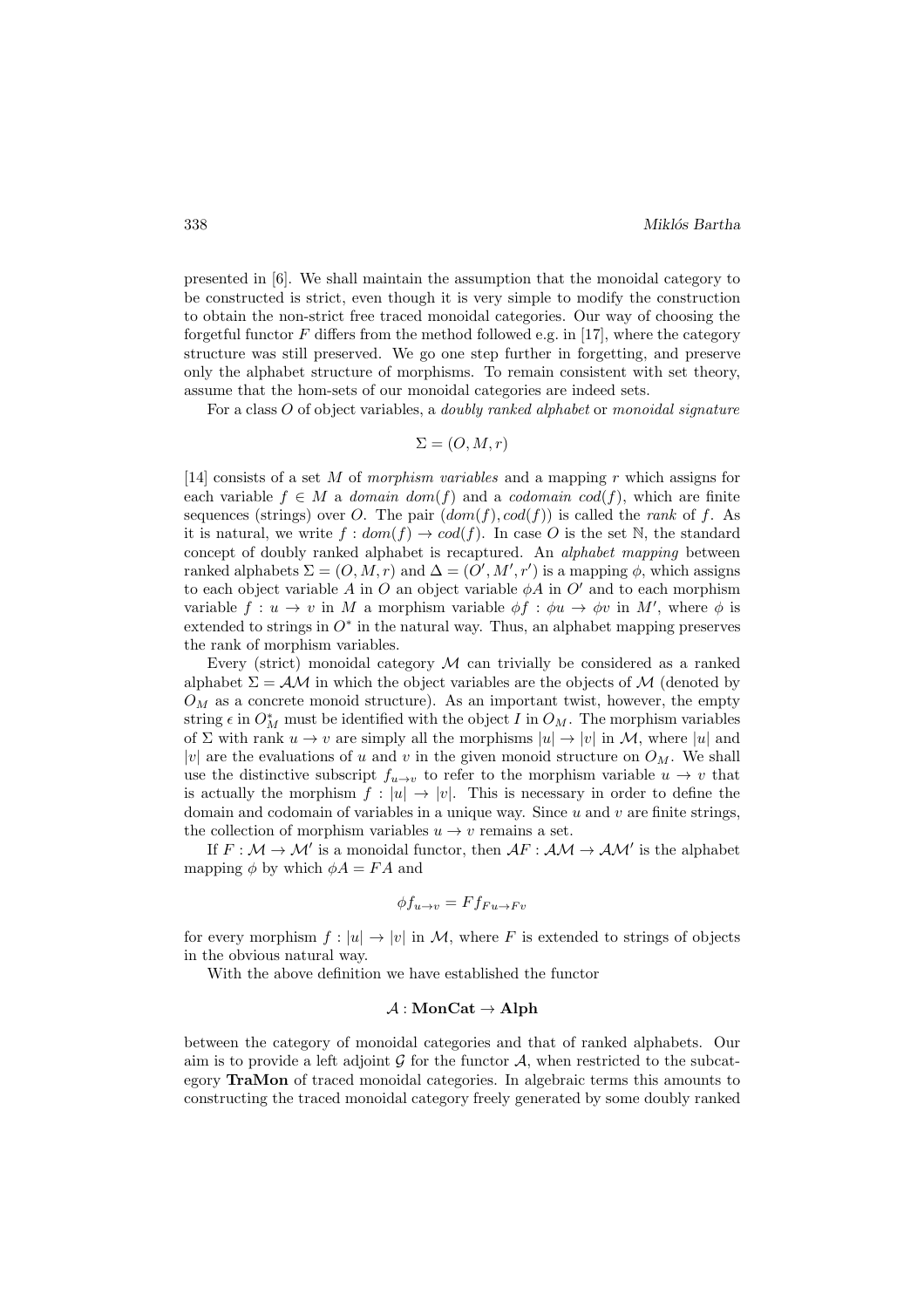presented in [6]. We shall maintain the assumption that the monoidal category to be constructed is strict, even though it is very simple to modify the construction to obtain the non-strict free traced monoidal categories. Our way of choosing the forgetful functor $F$ differs from the method followed e.g. in [17], where the category structure was still preserved. We go one step further in forgetting, and preserve only the alphabet structure of morphisms. To remain consistent with set theory, assume that the hom-sets of our monoidal categories are indeed sets.

For a class $O$ of object variables, a *doubly ranked alphabet* or *monoidal signature*

$$\Sigma = (O, M, r)$$

[14] consists of a set $M$ of *morphism variables* and a mapping $r$ which assigns for each variable $f \in M$ a *domain* $dom(f)$ and a *codomain* $cod(f)$, which are finite sequences (strings) over $O$. The pair $(dom(f), cod(f))$ is called the *rank* of $f$. As it is natural, we write $f : dom(f) \to cod(f)$. In case $O$ is the set $\mathbb{N}$, the standard concept of doubly ranked alphabet is recaptured. An *alphabet mapping* between ranked alphabets $\Sigma = (O, M, r)$ and $\Delta = (O', M', r')$ is a mapping $\phi$, which assigns to each object variable $A$ in $O$ an object variable $\phi A$ in $O'$ and to each morphism variable $f : u \to v$ in $M$ a morphism variable $\phi f : \phi u \to \phi v$ in $M'$, where $\phi$ is extended to strings in $O^*$ in the natural way. Thus, an alphabet mapping preserves the rank of morphism variables.

Every (strict) monoidal category $\mathcal{M}$ can trivially be considered as a ranked alphabet $\Sigma = \mathcal{AM}$ in which the object variables are the objects of $\mathcal{M}$ (denoted by $O_M$ as a concrete monoid structure). As an important twist, however, the empty string $\epsilon$ in $O_M^*$ must be identified with the object $I$ in $O_M$. The morphism variables of $\Sigma$ with rank $u \to v$ are simply all the morphisms $|u| \to |v|$ in $\mathcal{M}$, where $|u|$ and $|v|$ are the evaluations of $u$ and $v$ in the given monoid structure on $O_M$. We shall use the distinctive subscript $f_{u \to v}$ to refer to the morphism variable $u \to v$ that is actually the morphism $f : |u| \to |v|$. This is necessary in order to define the domain and codomain of variables in a unique way. Since $u$ and $v$ are finite strings, the collection of morphism variables $u \to v$ remains a set.

If $F : \mathcal{M} \to \mathcal{M}'$ is a monoidal functor, then $\mathcal{A}F : \mathcal{AM} \to \mathcal{AM}'$ is the alphabet mapping $\phi$ by which $\phi A = FA$ and

$$\phi f_{u \to v} = F f_{Fu \to Fv}$$

for every morphism $f : |u| \to |v|$ in $\mathcal{M}$, where $F$ is extended to strings of objects in the obvious natural way.

With the above definition we have established the functor

$$\mathcal{A} : \mathbf{MonCat} \to \mathbf{Alph}$$

between the category of monoidal categories and that of ranked alphabets. Our aim is to provide a left adjoint $\mathcal{G}$ for the functor $\mathcal{A}$, when restricted to the subcategory **TraMon** of traced monoidal categories. In algebraic terms this amounts to constructing the traced monoidal category freely generated by some doubly ranked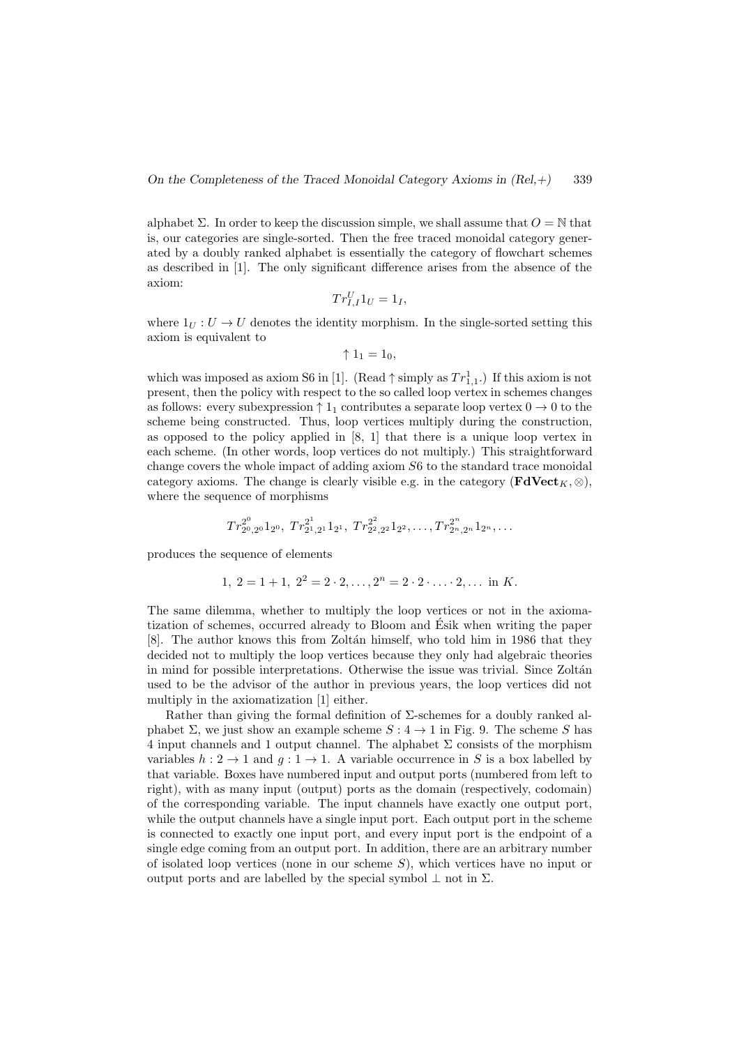alphabet $\Sigma$. In order to keep the discussion simple, we shall assume that $O = \mathbb{N}$ that is, our categories are single-sorted. Then the free traced monoidal category generated by a doubly ranked alphabet is essentially the category of flowchart schemes as described in [1]. The only significant difference arises from the absence of the axiom:

$$Tr^U_{I,I} 1_U = 1_I,$$

where $1_U : U \to U$ denotes the identity morphism. In the single-sorted setting this axiom is equivalent to

$$\uparrow 1_1 = 1_0,$$

which was imposed as axiom S6 in [1]. (Read $\uparrow$ simply as $Tr^1_{1,1}$.) If this axiom is not present, then the policy with respect to the so called loop vertex in schemes changes as follows: every subexpression $\uparrow 1_1$ contributes a separate loop vertex $0 \to 0$ to the scheme being constructed. Thus, loop vertices multiply during the construction, as opposed to the policy applied in [8, 1] that there is a unique loop vertex in each scheme. (In other words, loop vertices do not multiply.) This straightforward change covers the whole impact of adding axiom $S6$ to the standard trace monoidal category axioms. The change is clearly visible e.g. in the category $(\mathbf{FdVect}_K, \otimes)$, where the sequence of morphisms

$$Tr^{2^0}_{2^0,2^0} 1_{2^0},\ Tr^{2^1}_{2^1,2^1} 1_{2^1},\ Tr^{2^2}_{2^2,2^2} 1_{2^2}, \ldots, Tr^{2^n}_{2^n,2^n} 1_{2^n}, \ldots$$

produces the sequence of elements

$$1,\ 2 = 1 + 1,\ 2^2 = 2 \cdot 2, \ldots, 2^n = 2 \cdot 2 \cdot \ldots \cdot 2, \ldots \text{ in } K.$$

The same dilemma, whether to multiply the loop vertices or not in the axiomatization of schemes, occurred already to Bloom and Ésik when writing the paper [8]. The author knows this from Zoltán himself, who told him in 1986 that they decided not to multiply the loop vertices because they only had algebraic theories in mind for possible interpretations. Otherwise the issue was trivial. Since Zoltán used to be the advisor of the author in previous years, the loop vertices did not multiply in the axiomatization [1] either.

Rather than giving the formal definition of $\Sigma$-schemes for a doubly ranked alphabet $\Sigma$, we just show an example scheme $S : 4 \to 1$ in Fig. 9. The scheme $S$ has 4 input channels and 1 output channel. The alphabet $\Sigma$ consists of the morphism variables $h : 2 \to 1$ and $g : 1 \to 1$. A variable occurrence in $S$ is a box labelled by that variable. Boxes have numbered input and output ports (numbered from left to right), with as many input (output) ports as the domain (respectively, codomain) of the corresponding variable. The input channels have exactly one output port, while the output channels have a single input port. Each output port in the scheme is connected to exactly one input port, and every input port is the endpoint of a single edge coming from an output port. In addition, there are an arbitrary number of isolated loop vertices (none in our scheme $S$), which vertices have no input or output ports and are labelled by the special symbol $\perp$ not in $\Sigma$.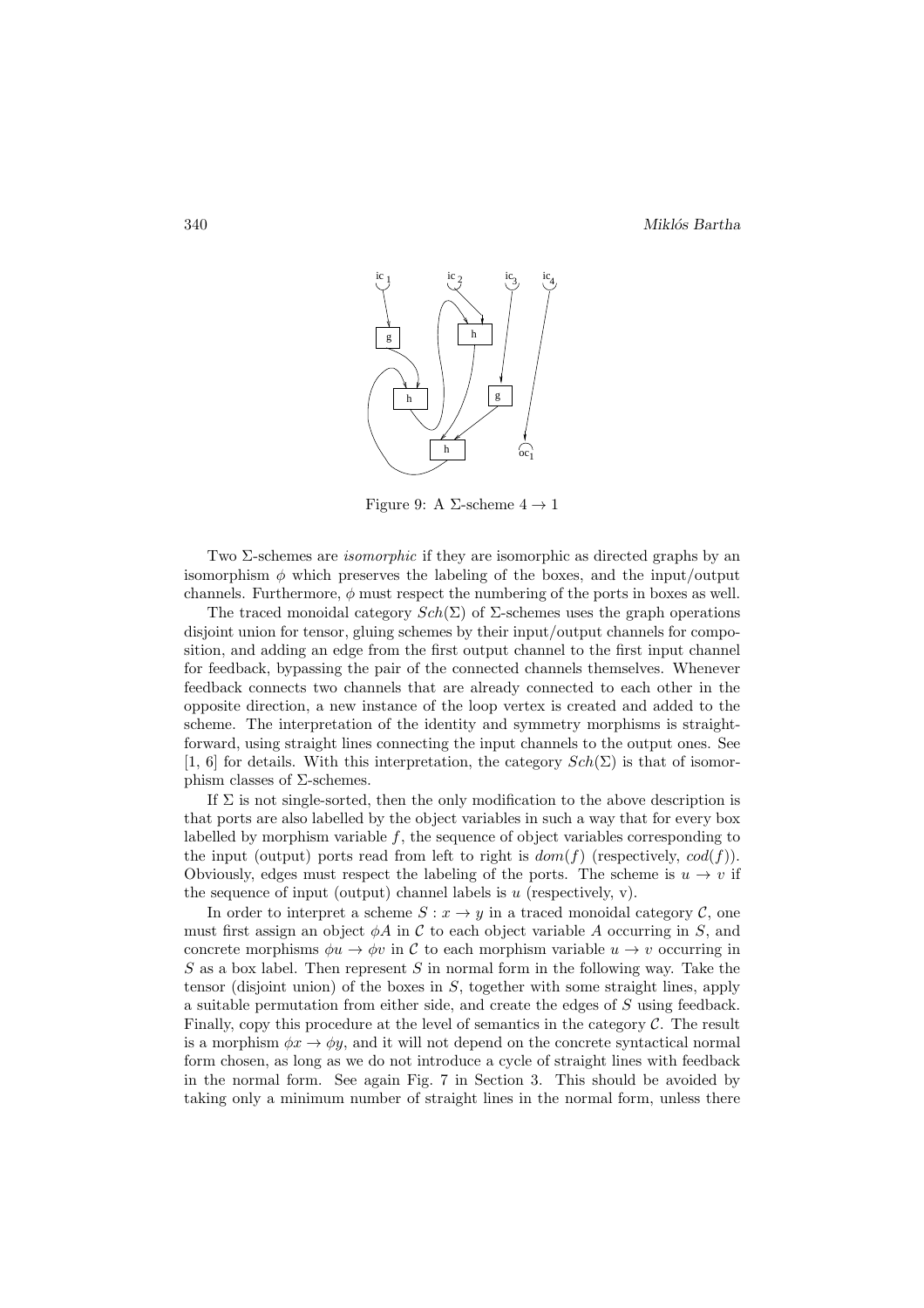Figure 9: A $\Sigma$-scheme $4 \to 1$

Two $\Sigma$-schemes are *isomorphic* if they are isomorphic as directed graphs by an isomorphism $\phi$ which preserves the labeling of the boxes, and the input/output channels. Furthermore, $\phi$ must respect the numbering of the ports in boxes as well.

The traced monoidal category $Sch(\Sigma)$ of $\Sigma$-schemes uses the graph operations disjoint union for tensor, gluing schemes by their input/output channels for composition, and adding an edge from the first output channel to the first input channel for feedback, bypassing the pair of the connected channels themselves. Whenever feedback connects two channels that are already connected to each other in the opposite direction, a new instance of the loop vertex is created and added to the scheme. The interpretation of the identity and symmetry morphisms is straightforward, using straight lines connecting the input channels to the output ones. See [1, 6] for details. With this interpretation, the category $Sch(\Sigma)$ is that of isomorphism classes of $\Sigma$-schemes.

If $\Sigma$ is not single-sorted, then the only modification to the above description is that ports are also labelled by the object variables in such a way that for every box labelled by morphism variable $f$, the sequence of object variables corresponding to the input (output) ports read from left to right is $dom(f)$ (respectively, $cod(f)$). Obviously, edges must respect the labeling of the ports. The scheme is $u \to v$ if the sequence of input (output) channel labels is $u$ (respectively, v).

In order to interpret a scheme $S : x \to y$ in a traced monoidal category $\mathcal{C}$, one must first assign an object $\phi A$ in $\mathcal{C}$ to each object variable $A$ occurring in $S$, and concrete morphisms $\phi u \to \phi v$ in $\mathcal{C}$ to each morphism variable $u \to v$ occurring in $S$ as a box label. Then represent $S$ in normal form in the following way. Take the tensor (disjoint union) of the boxes in $S$, together with some straight lines, apply a suitable permutation from either side, and create the edges of $S$ using feedback. Finally, copy this procedure at the level of semantics in the category $\mathcal{C}$. The result is a morphism $\phi x \to \phi y$, and it will not depend on the concrete syntactical normal form chosen, as long as we do not introduce a cycle of straight lines with feedback in the normal form. See again Fig. 7 in Section 3. This should be avoided by taking only a minimum number of straight lines in the normal form, unless there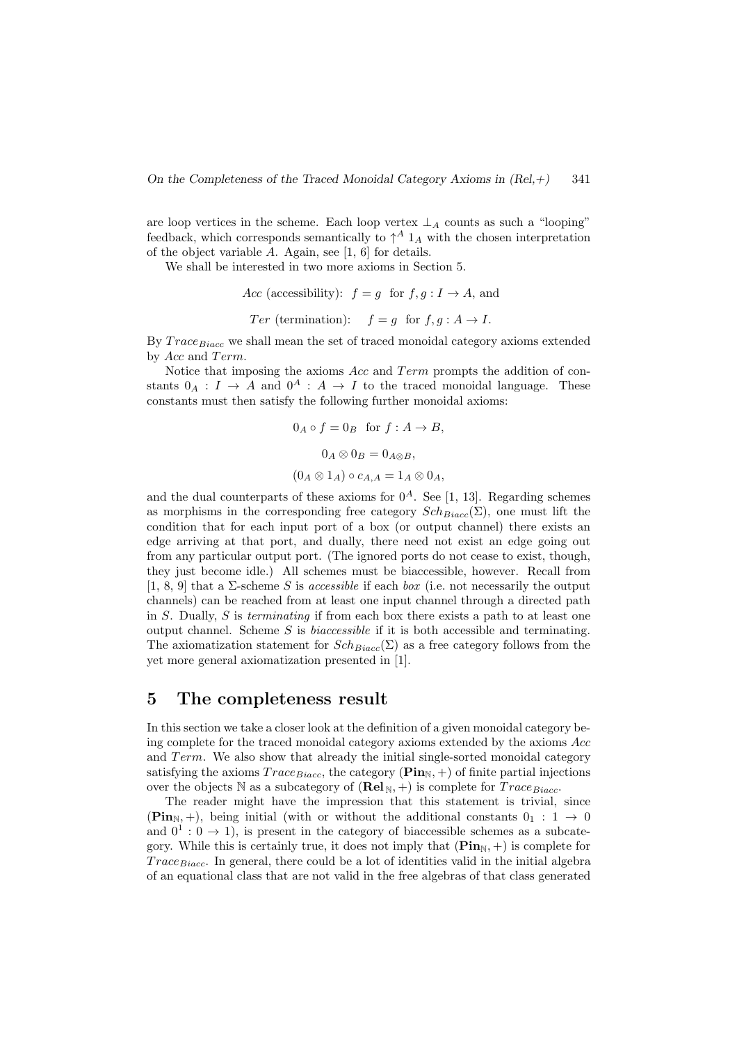are loop vertices in the scheme. Each loop vertex $\perp_A$ counts as such a "looping" feedback, which corresponds semantically to $\uparrow^A 1_A$ with the chosen interpretation of the object variable $A$. Again, see [1, 6] for details.

We shall be interested in two more axioms in Section 5.

$$Acc \text{ (accessibility): } \; f = g \;\; \text{for } f, g : I \to A, \text{ and}$$

$$Ter \text{ (termination): } \;\; f = g \;\; \text{for } f, g : A \to I.$$

By $Trace_{Biacc}$ we shall mean the set of traced monoidal category axioms extended by $Acc$ and $Term$.

Notice that imposing the axioms $Acc$ and $Term$ prompts the addition of constants $0_A : I \to A$ and $0^A : A \to I$ to the traced monoidal language. These constants must then satisfy the following further monoidal axioms:

$$0_A \circ f = 0_B \;\; \text{for } f : A \to B,$$

$$0_A \otimes 0_B = 0_{A \otimes B},$$

$$(0_A \otimes 1_A) \circ c_{A,A} = 1_A \otimes 0_A,$$

and the dual counterparts of these axioms for $0^A$. See [1, 13]. Regarding schemes as morphisms in the corresponding free category $Sch_{Biacc}(\Sigma)$, one must lift the condition that for each input port of a box (or output channel) there exists an edge arriving at that port, and dually, there need not exist an edge going out from any particular output port. (The ignored ports do not cease to exist, though, they just become idle.) All schemes must be biaccessible, however. Recall from [1, 8, 9] that a $\Sigma$-scheme $S$ is *accessible* if each *box* (i.e. not necessarily the output channels) can be reached from at least one input channel through a directed path in $S$. Dually, $S$ is *terminating* if from each box there exists a path to at least one output channel. Scheme $S$ is *biaccessible* if it is both accessible and terminating. The axiomatization statement for $Sch_{Biacc}(\Sigma)$ as a free category follows from the yet more general axiomatization presented in [1].

# 5 The completeness result

In this section we take a closer look at the definition of a given monoidal category being complete for the traced monoidal category axioms extended by the axioms $Acc$ and $Term$. We also show that already the initial single-sorted monoidal category satisfying the axioms $Trace_{Biacc}$, the category $(\mathbf{Pin}_{\mathbb{N}}, +)$ of finite partial injections over the objects $\mathbb{N}$ as a subcategory of $(\mathbf{Rel}_{\mathbb{N}}, +)$ is complete for $Trace_{Biacc}$.

The reader might have the impression that this statement is trivial, since $(\mathbf{Pin}_{\mathbb{N}}, +)$, being initial (with or without the additional constants $0_1 : 1 \to 0$ and $0^1 : 0 \to 1$), is present in the category of biaccessible schemes as a subcategory. While this is certainly true, it does not imply that $(\mathbf{Pin}_{\mathbb{N}}, +)$ is complete for $Trace_{Biacc}$. In general, there could be a lot of identities valid in the initial algebra of an equational class that are not valid in the free algebras of that class generated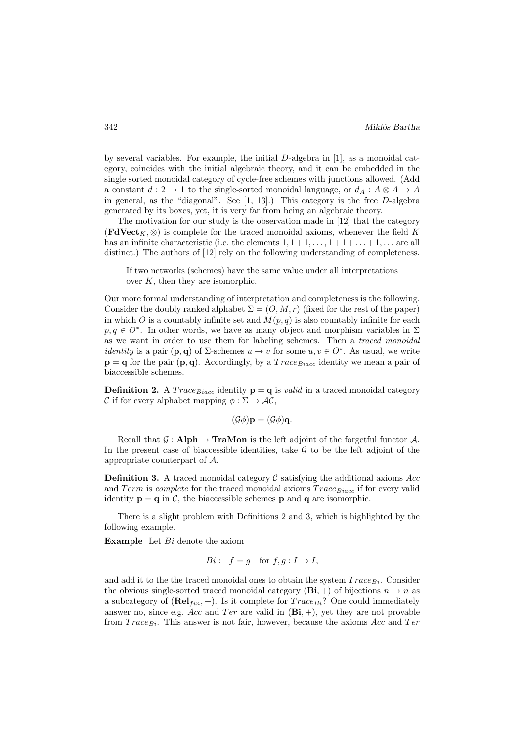by several variables. For example, the initial $D$-algebra in [1], as a monoidal category, coincides with the initial algebraic theory, and it can be embedded in the single sorted monoidal category of cycle-free schemes with junctions allowed. (Add a constant $d : 2 \to 1$ to the single-sorted monoidal language, or $d_A : A \otimes A \to A$ in general, as the "diagonal". See [1, 13].) This category is the free $D$-algebra generated by its boxes, yet, it is very far from being an algebraic theory.

The motivation for our study is the observation made in [12] that the category $(\mathbf{FdVect}_K, \otimes)$ is complete for the traced monoidal axioms, whenever the field $K$ has an infinite characteristic (i.e. the elements $1, 1+1, \ldots, 1+1+\ldots+1, \ldots$ are all distinct.) The authors of [12] rely on the following understanding of completeness.

> If two networks (schemes) have the same value under all interpretations over $K$, then they are isomorphic.

Our more formal understanding of interpretation and completeness is the following. Consider the doubly ranked alphabet $\Sigma = (O, M, r)$ (fixed for the rest of the paper) in which $O$ is a countably infinite set and $M(p, q)$ is also countably infinite for each $p, q \in O^*$. In other words, we have as many object and morphism variables in $\Sigma$ as we want in order to use them for labeling schemes. Then a *traced monoidal identity* is a pair $(\mathbf{p}, \mathbf{q})$ of $\Sigma$-schemes $u \to v$ for some $u, v \in O^*$. As usual, we write $\mathbf{p} = \mathbf{q}$ for the pair $(\mathbf{p}, \mathbf{q})$. Accordingly, by a $Trace_{Biacc}$ identity we mean a pair of biaccessible schemes.

**Definition 2.** A $Trace_{Biacc}$ identity $\mathbf{p} = \mathbf{q}$ is *valid* in a traced monoidal category $\mathcal{C}$ if for every alphabet mapping $\phi : \Sigma \to \mathcal{AC}$,

$$(\mathcal{G}\phi)\mathbf{p} = (\mathcal{G}\phi)\mathbf{q}.$$

Recall that $\mathcal{G} : \mathbf{Alph} \to \mathbf{TraMon}$ is the left adjoint of the forgetful functor $\mathcal{A}$. In the present case of biaccessible identities, take $\mathcal{G}$ to be the left adjoint of the appropriate counterpart of $\mathcal{A}$.

**Definition 3.** A traced monoidal category $\mathcal{C}$ satisfying the additional axioms $Acc$ and $Term$ is *complete* for the traced monoidal axioms $Trace_{Biacc}$ if for every valid identity $\mathbf{p} = \mathbf{q}$ in $\mathcal{C}$, the biaccessible schemes $\mathbf{p}$ and $\mathbf{q}$ are isomorphic.

There is a slight problem with Definitions 2 and 3, which is highlighted by the following example.

**Example** Let $Bi$ denote the axiom

$$Bi : \quad f = g \quad \text{for } f, g : I \to I,$$

and add it to the the traced monoidal ones to obtain the system $Trace_{Bi}$. Consider the obvious single-sorted traced monoidal category $(\mathbf{Bi}, +)$ of bijections $n \to n$ as a subcategory of $(\mathbf{Rel}_{fin}, +)$. Is it complete for $Trace_{Bi}$? One could immediately answer no, since e.g. $Acc$ and $Ter$ are valid in $(\mathbf{Bi}, +)$, yet they are not provable from $Trace_{Bi}$. This answer is not fair, however, because the axioms $Acc$ and $Ter$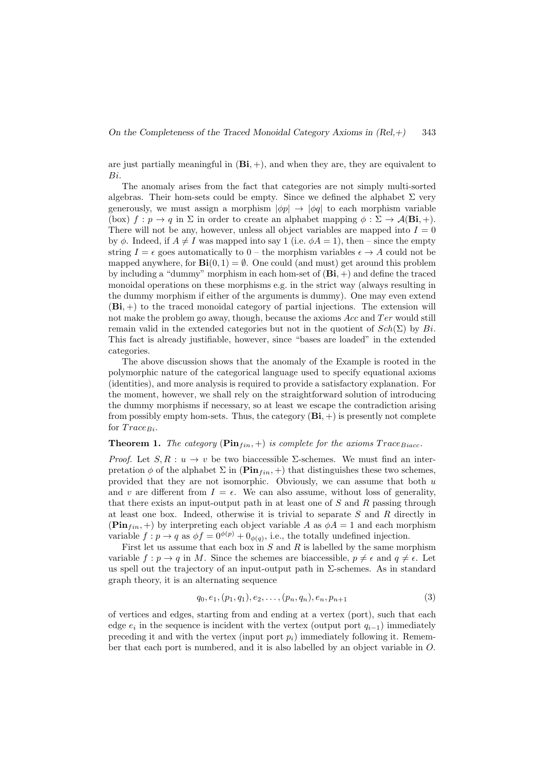are just partially meaningful in $(\mathbf{Bi}, +)$, and when they are, they are equivalent to $Bi$.

The anomaly arises from the fact that categories are not simply multi-sorted algebras. Their hom-sets could be empty. Since we defined the alphabet $\Sigma$ very generously, we must assign a morphism $|\phi p| \to |\phi q|$ to each morphism variable (box) $f : p \to q$ in $\Sigma$ in order to create an alphabet mapping $\phi : \Sigma \to \mathcal{A}(\mathbf{Bi}, +)$. There will not be any, however, unless all object variables are mapped into $I = 0$ by $\phi$. Indeed, if $A \neq I$ was mapped into say 1 (i.e. $\phi A = 1$), then – since the empty string $I = \epsilon$ goes automatically to 0 – the morphism variables $\epsilon \to A$ could not be mapped anywhere, for $\mathbf{Bi}(0, 1) = \emptyset$. One could (and must) get around this problem by including a "dummy" morphism in each hom-set of $(\mathbf{Bi}, +)$ and define the traced monoidal operations on these morphisms e.g. in the strict way (always resulting in the dummy morphism if either of the arguments is dummy). One may even extend $(\mathbf{Bi}, +)$ to the traced monoidal category of partial injections. The extension will not make the problem go away, though, because the axioms $Acc$ and $Ter$ would still remain valid in the extended categories but not in the quotient of $Sch(\Sigma)$ by $Bi$. This fact is already justifiable, however, since "bases are loaded" in the extended categories.

The above discussion shows that the anomaly of the Example is rooted in the polymorphic nature of the categorical language used to specify equational axioms (identities), and more analysis is required to provide a satisfactory explanation. For the moment, however, we shall rely on the straightforward solution of introducing the dummy morphisms if necessary, so at least we escape the contradiction arising from possibly empty hom-sets. Thus, the category $(\mathbf{Bi}, +)$ is presently not complete for $Trace_{Bi}$.

**Theorem 1.** *The category $(\mathbf{Pin}_{fin}, +)$ is complete for the axioms $Trace_{Biacc}$.*

*Proof.* Let $S, R : u \to v$ be two biaccessible $\Sigma$-schemes. We must find an interpretation $\phi$ of the alphabet $\Sigma$ in $(\mathbf{Pin}_{fin}, +)$ that distinguishes these two schemes, provided that they are not isomorphic. Obviously, we can assume that both $u$ and $v$ are different from $I = \epsilon$. We can also assume, without loss of generality, that there exists an input-output path in at least one of $S$ and $R$ passing through at least one box. Indeed, otherwise it is trivial to separate $S$ and $R$ directly in $(\mathbf{Pin}_{fin}, +)$ by interpreting each object variable $A$ as $\phi A = 1$ and each morphism variable $f : p \to q$ as $\phi f = 0^{\phi(p)} + 0_{\phi(q)}$, i.e., the totally undefined injection.

First let us assume that each box in $S$ and $R$ is labelled by the same morphism variable $f : p \to q$ in $M$. Since the schemes are biaccessible, $p \neq \epsilon$ and $q \neq \epsilon$. Let us spell out the trajectory of an input-output path in $\Sigma$-schemes. As in standard graph theory, it is an alternating sequence

$$q_0, e_1, (p_1, q_1), e_2, \ldots, (p_n, q_n), e_n, p_{n+1} \tag{3}$$

of vertices and edges, starting from and ending at a vertex (port), such that each edge $e_i$ in the sequence is incident with the vertex (output port $q_{i-1}$) immediately preceding it and with the vertex (input port $p_i$) immediately following it. Remember that each port is numbered, and it is also labelled by an object variable in $O$.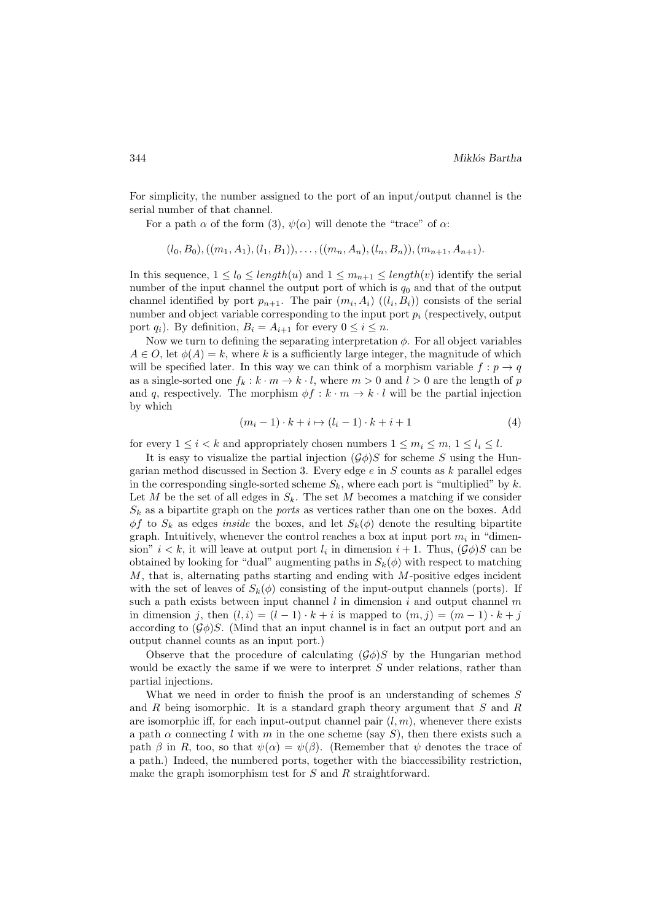For simplicity, the number assigned to the port of an input/output channel is the serial number of that channel.

For a path $\alpha$ of the form (3), $\psi(\alpha)$ will denote the "trace" of $\alpha$:

$$(l_0, B_0), ((m_1, A_1), (l_1, B_1)), \ldots, ((m_n, A_n), (l_n, B_n)), (m_{n+1}, A_{n+1}).$$

In this sequence, $1 \leq l_0 \leq length(u)$ and $1 \leq m_{n+1} \leq length(v)$ identify the serial number of the input channel the output port of which is $q_0$ and that of the output channel identified by port $p_{n+1}$. The pair $(m_i, A_i)$ $((l_i, B_i))$ consists of the serial number and object variable corresponding to the input port $p_i$ (respectively, output port $q_i$). By definition, $B_i = A_{i+1}$ for every $0 \leq i \leq n$.

Now we turn to defining the separating interpretation $\phi$. For all object variables $A \in O$, let $\phi(A) = k$, where $k$ is a sufficiently large integer, the magnitude of which will be specified later. In this way we can think of a morphism variable $f : p \to q$ as a single-sorted one $f_k : k \cdot m \to k \cdot l$, where $m > 0$ and $l > 0$ are the length of $p$ and $q$, respectively. The morphism $\phi f : k \cdot m \to k \cdot l$ will be the partial injection by which

$$(m_i - 1) \cdot k + i \mapsto (l_i - 1) \cdot k + i + 1 \tag{4}$$

for every $1 \leq i < k$ and appropriately chosen numbers $1 \leq m_i \leq m$, $1 \leq l_i \leq l$.

It is easy to visualize the partial injection $(\mathcal{G}\phi)S$ for scheme $S$ using the Hungarian method discussed in Section 3. Every edge $e$ in $S$ counts as $k$ parallel edges in the corresponding single-sorted scheme $S_k$, where each port is "multiplied" by $k$. Let $M$ be the set of all edges in $S_k$. The set $M$ becomes a matching if we consider $S_k$ as a bipartite graph on the *ports* as vertices rather than one on the boxes. Add $\phi f$ to $S_k$ as edges *inside* the boxes, and let $S_k(\phi)$ denote the resulting bipartite graph. Intuitively, whenever the control reaches a box at input port $m_i$ in "dimension" $i < k$, it will leave at output port $l_i$ in dimension $i + 1$. Thus, $(\mathcal{G}\phi)S$ can be obtained by looking for "dual" augmenting paths in $S_k(\phi)$ with respect to matching $M$, that is, alternating paths starting and ending with $M$-positive edges incident with the set of leaves of $S_k(\phi)$ consisting of the input-output channels (ports). If such a path exists between input channel $l$ in dimension $i$ and output channel $m$ in dimension $j$, then $(l, i) = (l - 1) \cdot k + i$ is mapped to $(m, j) = (m - 1) \cdot k + j$ according to $(\mathcal{G}\phi)S$. (Mind that an input channel is in fact an output port and an output channel counts as an input port.)

Observe that the procedure of calculating $(\mathcal{G}\phi)S$ by the Hungarian method would be exactly the same if we were to interpret $S$ under relations, rather than partial injections.

What we need in order to finish the proof is an understanding of schemes $S$ and $R$ being isomorphic. It is a standard graph theory argument that $S$ and $R$ are isomorphic iff, for each input-output channel pair $(l, m)$, whenever there exists a path $\alpha$ connecting $l$ with $m$ in the one scheme (say $S$), then there exists such a path $\beta$ in $R$, too, so that $\psi(\alpha) = \psi(\beta)$. (Remember that $\psi$ denotes the trace of a path.) Indeed, the numbered ports, together with the biaccessibility restriction, make the graph isomorphism test for $S$ and $R$ straightforward.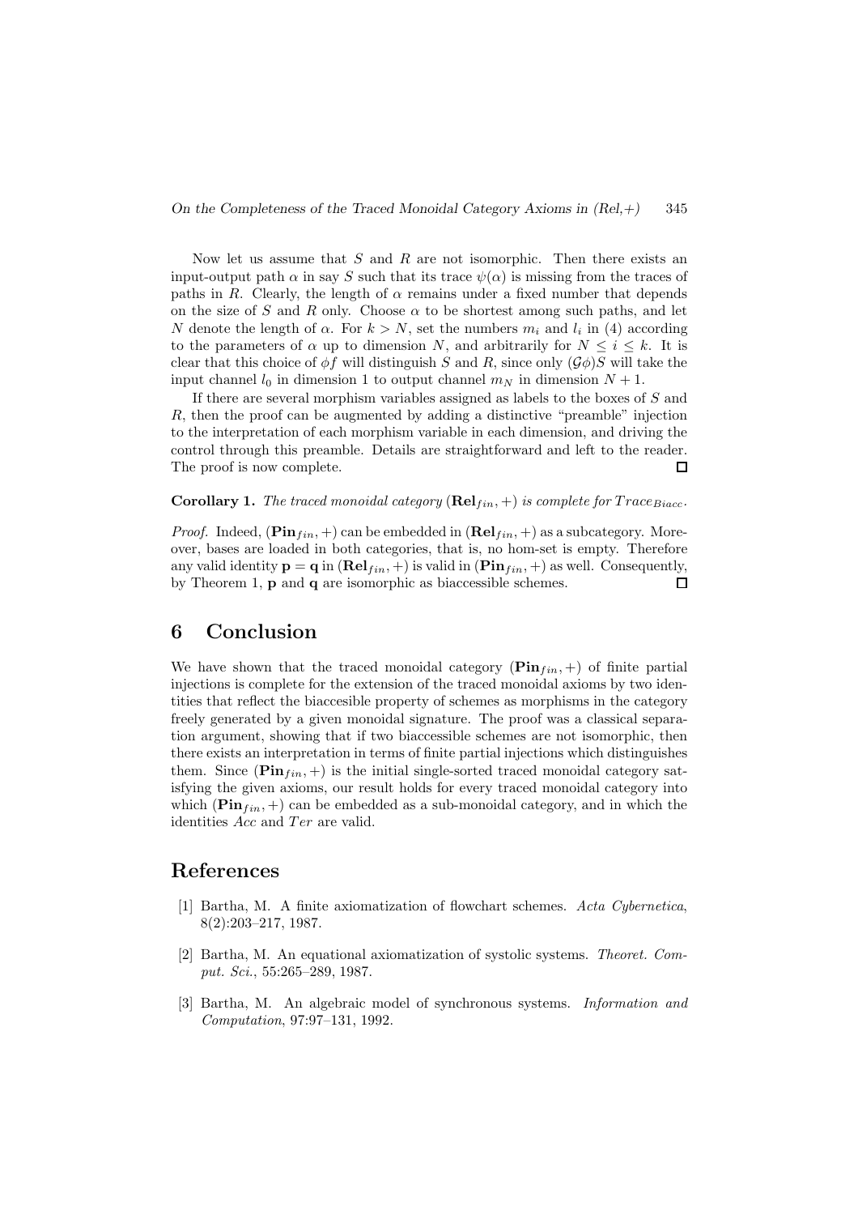Now let us assume that $S$ and $R$ are not isomorphic. Then there exists an input-output path $\alpha$ in say $S$ such that its trace $\psi(\alpha)$ is missing from the traces of paths in $R$. Clearly, the length of $\alpha$ remains under a fixed number that depends on the size of $S$ and $R$ only. Choose $\alpha$ to be shortest among such paths, and let $N$ denote the length of $\alpha$. For $k > N$, set the numbers $m_i$ and $l_i$ in (4) according to the parameters of $\alpha$ up to dimension $N$, and arbitrarily for $N \leq i \leq k$. It is clear that this choice of $\phi f$ will distinguish $S$ and $R$, since only $(\mathcal{G}\phi)S$ will take the input channel $l_0$ in dimension 1 to output channel $m_N$ in dimension $N+1$.

If there are several morphism variables assigned as labels to the boxes of $S$ and $R$, then the proof can be augmented by adding a distinctive "preamble" injection to the interpretation of each morphism variable in each dimension, and driving the control through this preamble. Details are straightforward and left to the reader. The proof is now complete. ☐

**Corollary 1.** *The traced monoidal category* $(\mathbf{Rel}_{fin}, +)$ *is complete for* $Trace_{Biacc}$.

*Proof.* Indeed, $(\mathbf{Pin}_{fin}, +)$ can be embedded in $(\mathbf{Rel}_{fin}, +)$ as a subcategory. Moreover, bases are loaded in both categories, that is, no hom-set is empty. Therefore any valid identity $\mathbf{p} = \mathbf{q}$ in $(\mathbf{Rel}_{fin}, +)$ is valid in $(\mathbf{Pin}_{fin}, +)$ as well. Consequently, by Theorem 1, $\mathbf{p}$ and $\mathbf{q}$ are isomorphic as biaccessible schemes. ☐

## 6 Conclusion

We have shown that the traced monoidal category $(\mathbf{Pin}_{fin}, +)$ of finite partial injections is complete for the extension of the traced monoidal axioms by two identities that reflect the biaccesible property of schemes as morphisms in the category freely generated by a given monoidal signature. The proof was a classical separation argument, showing that if two biaccessible schemes are not isomorphic, then there exists an interpretation in terms of finite partial injections which distinguishes them. Since $(\mathbf{Pin}_{fin}, +)$ is the initial single-sorted traced monoidal category satisfying the given axioms, our result holds for every traced monoidal category into which $(\mathbf{Pin}_{fin}, +)$ can be embedded as a sub-monoidal category, and in which the identities $Acc$ and $Ter$ are valid.

## References

[1] Bartha, M. A finite axiomatization of flowchart schemes. *Acta Cybernetica*, 8(2):203–217, 1987.

[2] Bartha, M. An equational axiomatization of systolic systems. *Theoret. Comput. Sci.*, 55:265–289, 1987.

[3] Bartha, M. An algebraic model of synchronous systems. *Information and Computation*, 97:97–131, 1992.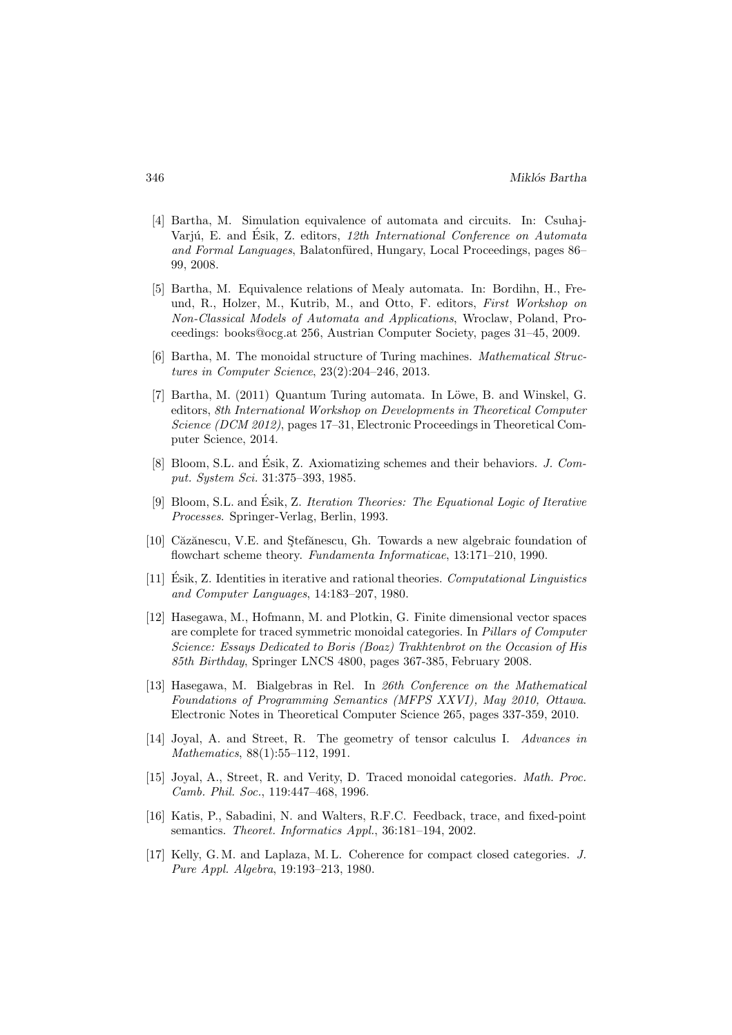[4] Bartha, M. Simulation equivalence of automata and circuits. In: Csuhaj-Varjú, E. and Ésik, Z. editors, *12th International Conference on Automata and Formal Languages*, Balatonfüred, Hungary, Local Proceedings, pages 86–99, 2008.

[5] Bartha, M. Equivalence relations of Mealy automata. In: Bordihn, H., Freund, R., Holzer, M., Kutrib, M., and Otto, F. editors, *First Workshop on Non-Classical Models of Automata and Applications*, Wroclaw, Poland, Proceedings: books@ocg.at 256, Austrian Computer Society, pages 31–45, 2009.

[6] Bartha, M. The monoidal structure of Turing machines. *Mathematical Structures in Computer Science*, 23(2):204–246, 2013.

[7] Bartha, M. (2011) Quantum Turing automata. In Löwe, B. and Winskel, G. editors, *8th International Workshop on Developments in Theoretical Computer Science (DCM 2012)*, pages 17–31, Electronic Proceedings in Theoretical Computer Science, 2014.

[8] Bloom, S.L. and Ésik, Z. Axiomatizing schemes and their behaviors. *J. Comput. System Sci.* 31:375–393, 1985.

[9] Bloom, S.L. and Ésik, Z. *Iteration Theories: The Equational Logic of Iterative Processes*. Springer-Verlag, Berlin, 1993.

[10] Căzănescu, V.E. and Ştefănescu, Gh. Towards a new algebraic foundation of flowchart scheme theory. *Fundamenta Informaticae*, 13:171–210, 1990.

[11] Ésik, Z. Identities in iterative and rational theories. *Computational Linguistics and Computer Languages*, 14:183–207, 1980.

[12] Hasegawa, M., Hofmann, M. and Plotkin, G. Finite dimensional vector spaces are complete for traced symmetric monoidal categories. In *Pillars of Computer Science: Essays Dedicated to Boris (Boaz) Trakhtenbrot on the Occasion of His 85th Birthday*, Springer LNCS 4800, pages 367-385, February 2008.

[13] Hasegawa, M. Bialgebras in Rel. In *26th Conference on the Mathematical Foundations of Programming Semantics (MFPS XXVI), May 2010, Ottawa*. Electronic Notes in Theoretical Computer Science 265, pages 337-359, 2010.

[14] Joyal, A. and Street, R. The geometry of tensor calculus I. *Advances in Mathematics*, 88(1):55–112, 1991.

[15] Joyal, A., Street, R. and Verity, D. Traced monoidal categories. *Math. Proc. Camb. Phil. Soc.*, 119:447–468, 1996.

[16] Katis, P., Sabadini, N. and Walters, R.F.C. Feedback, trace, and fixed-point semantics. *Theoret. Informatics Appl.*, 36:181–194, 2002.

[17] Kelly, G. M. and Laplaza, M. L. Coherence for compact closed categories. *J. Pure Appl. Algebra*, 19:193–213, 1980.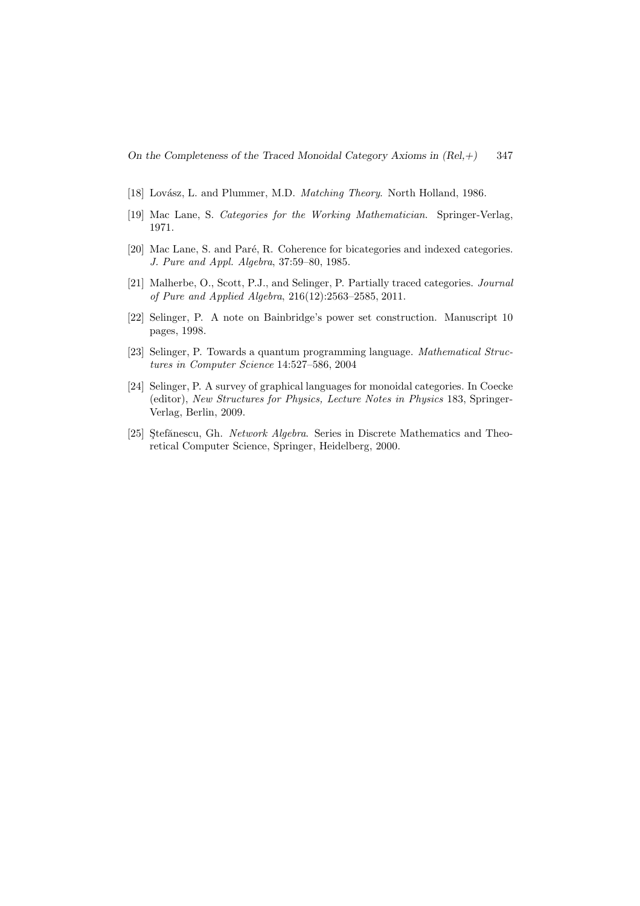[18] Lovász, L. and Plummer, M.D. *Matching Theory*. North Holland, 1986.

[19] Mac Lane, S. *Categories for the Working Mathematician*. Springer-Verlag, 1971.

[20] Mac Lane, S. and Paré, R. Coherence for bicategories and indexed categories. *J. Pure and Appl. Algebra*, 37:59–80, 1985.

[21] Malherbe, O., Scott, P.J., and Selinger, P. Partially traced categories. *Journal of Pure and Applied Algebra*, 216(12):2563–2585, 2011.

[22] Selinger, P. A note on Bainbridge's power set construction. Manuscript 10 pages, 1998.

[23] Selinger, P. Towards a quantum programming language. *Mathematical Structures in Computer Science* 14:527–586, 2004

[24] Selinger, P. A survey of graphical languages for monoidal categories. In Coecke (editor), *New Structures for Physics, Lecture Notes in Physics* 183, Springer-Verlag, Berlin, 2009.

[25] Ştefănescu, Gh. *Network Algebra*. Series in Discrete Mathematics and Theoretical Computer Science, Springer, Heidelberg, 2000.